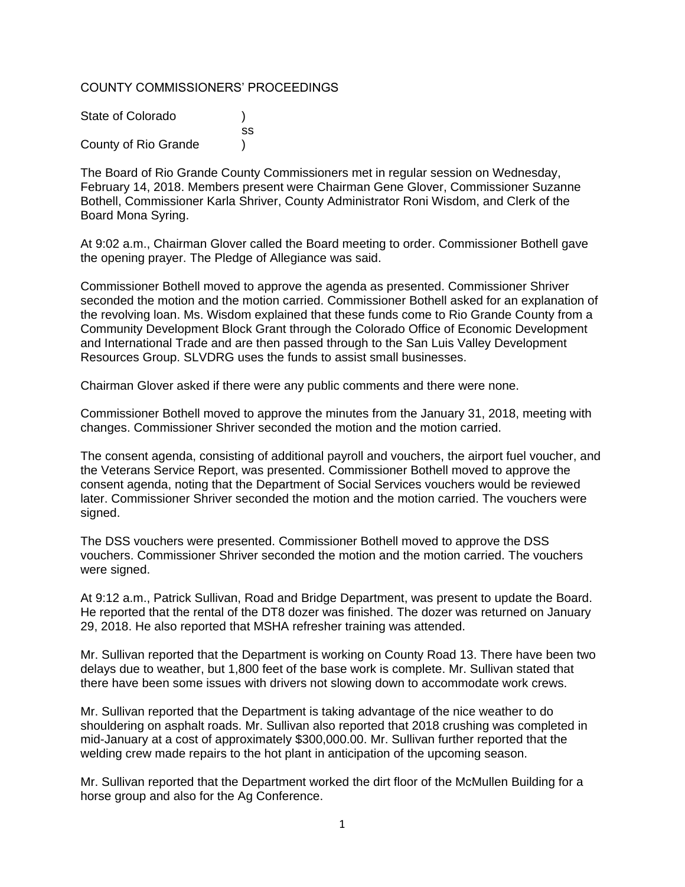COUNTY COMMISSIONERS' PROCEEDINGS

State of Colorado )
ss
County of Rio Grande )

The Board of Rio Grande County Commissioners met in regular session on Wednesday, February 14, 2018. Members present were Chairman Gene Glover, Commissioner Suzanne Bothell, Commissioner Karla Shriver, County Administrator Roni Wisdom, and Clerk of the Board Mona Syring.

At 9:02 a.m., Chairman Glover called the Board meeting to order. Commissioner Bothell gave the opening prayer. The Pledge of Allegiance was said.

Commissioner Bothell moved to approve the agenda as presented. Commissioner Shriver seconded the motion and the motion carried. Commissioner Bothell asked for an explanation of the revolving loan. Ms. Wisdom explained that these funds come to Rio Grande County from a Community Development Block Grant through the Colorado Office of Economic Development and International Trade and are then passed through to the San Luis Valley Development Resources Group. SLVDRG uses the funds to assist small businesses.

Chairman Glover asked if there were any public comments and there were none.

Commissioner Bothell moved to approve the minutes from the January 31, 2018, meeting with changes. Commissioner Shriver seconded the motion and the motion carried.

The consent agenda, consisting of additional payroll and vouchers, the airport fuel voucher, and the Veterans Service Report, was presented. Commissioner Bothell moved to approve the consent agenda, noting that the Department of Social Services vouchers would be reviewed later. Commissioner Shriver seconded the motion and the motion carried. The vouchers were signed.

The DSS vouchers were presented. Commissioner Bothell moved to approve the DSS vouchers. Commissioner Shriver seconded the motion and the motion carried. The vouchers were signed.

At 9:12 a.m., Patrick Sullivan, Road and Bridge Department, was present to update the Board. He reported that the rental of the DT8 dozer was finished. The dozer was returned on January 29, 2018. He also reported that MSHA refresher training was attended.

Mr. Sullivan reported that the Department is working on County Road 13. There have been two delays due to weather, but 1,800 feet of the base work is complete. Mr. Sullivan stated that there have been some issues with drivers not slowing down to accommodate work crews.

Mr. Sullivan reported that the Department is taking advantage of the nice weather to do shouldering on asphalt roads. Mr. Sullivan also reported that 2018 crushing was completed in mid-January at a cost of approximately $300,000.00. Mr. Sullivan further reported that the welding crew made repairs to the hot plant in anticipation of the upcoming season.

Mr. Sullivan reported that the Department worked the dirt floor of the McMullen Building for a horse group and also for the Ag Conference.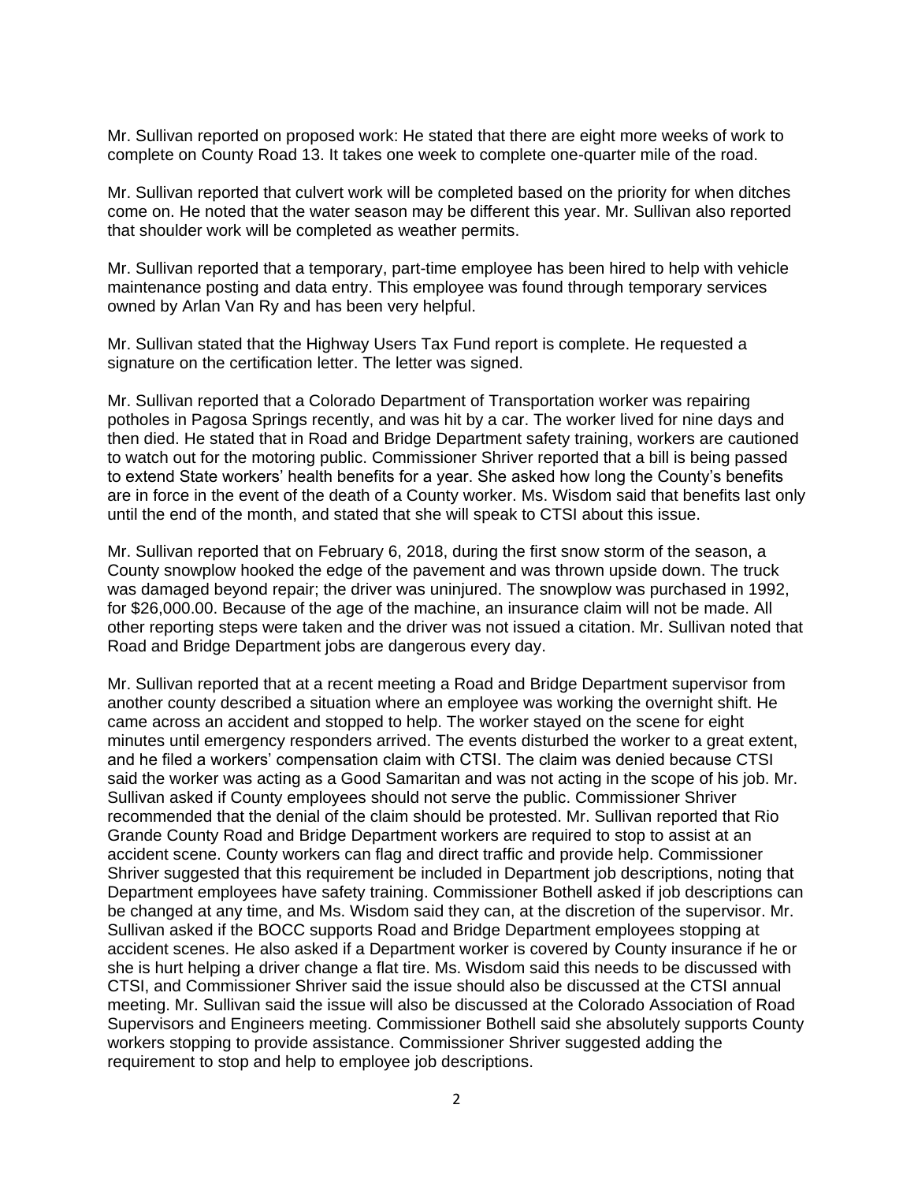Mr. Sullivan reported on proposed work: He stated that there are eight more weeks of work to complete on County Road 13. It takes one week to complete one-quarter mile of the road.

Mr. Sullivan reported that culvert work will be completed based on the priority for when ditches come on. He noted that the water season may be different this year. Mr. Sullivan also reported that shoulder work will be completed as weather permits.

Mr. Sullivan reported that a temporary, part-time employee has been hired to help with vehicle maintenance posting and data entry. This employee was found through temporary services owned by Arlan Van Ry and has been very helpful.

Mr. Sullivan stated that the Highway Users Tax Fund report is complete. He requested a signature on the certification letter. The letter was signed.

Mr. Sullivan reported that a Colorado Department of Transportation worker was repairing potholes in Pagosa Springs recently, and was hit by a car. The worker lived for nine days and then died. He stated that in Road and Bridge Department safety training, workers are cautioned to watch out for the motoring public. Commissioner Shriver reported that a bill is being passed to extend State workers' health benefits for a year. She asked how long the County's benefits are in force in the event of the death of a County worker. Ms. Wisdom said that benefits last only until the end of the month, and stated that she will speak to CTSI about this issue.

Mr. Sullivan reported that on February 6, 2018, during the first snow storm of the season, a County snowplow hooked the edge of the pavement and was thrown upside down. The truck was damaged beyond repair; the driver was uninjured. The snowplow was purchased in 1992, for $26,000.00. Because of the age of the machine, an insurance claim will not be made. All other reporting steps were taken and the driver was not issued a citation. Mr. Sullivan noted that Road and Bridge Department jobs are dangerous every day.

Mr. Sullivan reported that at a recent meeting a Road and Bridge Department supervisor from another county described a situation where an employee was working the overnight shift. He came across an accident and stopped to help. The worker stayed on the scene for eight minutes until emergency responders arrived. The events disturbed the worker to a great extent, and he filed a workers' compensation claim with CTSI. The claim was denied because CTSI said the worker was acting as a Good Samaritan and was not acting in the scope of his job. Mr. Sullivan asked if County employees should not serve the public. Commissioner Shriver recommended that the denial of the claim should be protested. Mr. Sullivan reported that Rio Grande County Road and Bridge Department workers are required to stop to assist at an accident scene. County workers can flag and direct traffic and provide help. Commissioner Shriver suggested that this requirement be included in Department job descriptions, noting that Department employees have safety training. Commissioner Bothell asked if job descriptions can be changed at any time, and Ms. Wisdom said they can, at the discretion of the supervisor. Mr. Sullivan asked if the BOCC supports Road and Bridge Department employees stopping at accident scenes. He also asked if a Department worker is covered by County insurance if he or she is hurt helping a driver change a flat tire. Ms. Wisdom said this needs to be discussed with CTSI, and Commissioner Shriver said the issue should also be discussed at the CTSI annual meeting. Mr. Sullivan said the issue will also be discussed at the Colorado Association of Road Supervisors and Engineers meeting. Commissioner Bothell said she absolutely supports County workers stopping to provide assistance. Commissioner Shriver suggested adding the requirement to stop and help to employee job descriptions.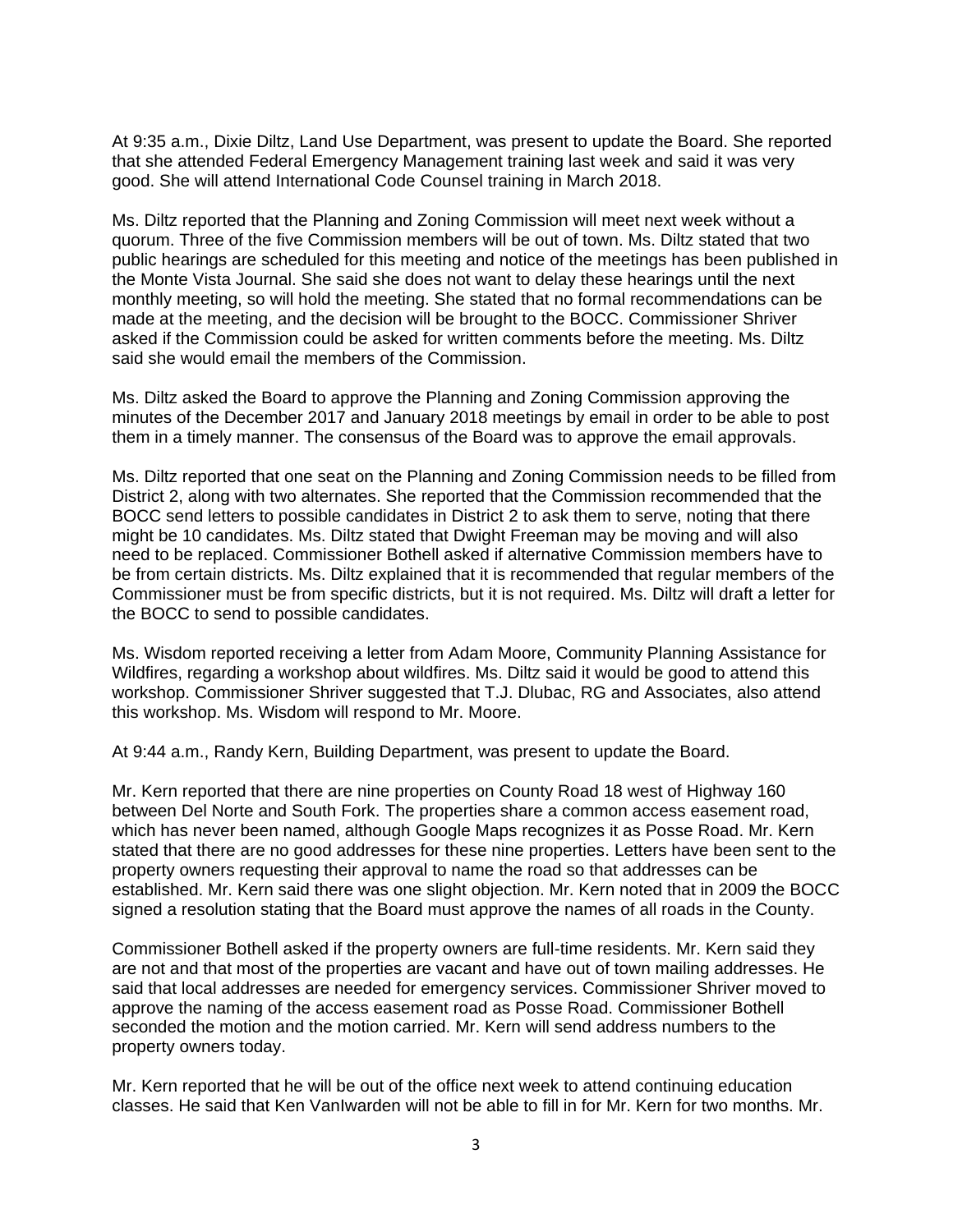At 9:35 a.m., Dixie Diltz, Land Use Department, was present to update the Board. She reported that she attended Federal Emergency Management training last week and said it was very good. She will attend International Code Counsel training in March 2018.

Ms. Diltz reported that the Planning and Zoning Commission will meet next week without a quorum. Three of the five Commission members will be out of town. Ms. Diltz stated that two public hearings are scheduled for this meeting and notice of the meetings has been published in the Monte Vista Journal. She said she does not want to delay these hearings until the next monthly meeting, so will hold the meeting. She stated that no formal recommendations can be made at the meeting, and the decision will be brought to the BOCC. Commissioner Shriver asked if the Commission could be asked for written comments before the meeting. Ms. Diltz said she would email the members of the Commission.

Ms. Diltz asked the Board to approve the Planning and Zoning Commission approving the minutes of the December 2017 and January 2018 meetings by email in order to be able to post them in a timely manner. The consensus of the Board was to approve the email approvals.

Ms. Diltz reported that one seat on the Planning and Zoning Commission needs to be filled from District 2, along with two alternates. She reported that the Commission recommended that the BOCC send letters to possible candidates in District 2 to ask them to serve, noting that there might be 10 candidates. Ms. Diltz stated that Dwight Freeman may be moving and will also need to be replaced. Commissioner Bothell asked if alternative Commission members have to be from certain districts. Ms. Diltz explained that it is recommended that regular members of the Commissioner must be from specific districts, but it is not required. Ms. Diltz will draft a letter for the BOCC to send to possible candidates.

Ms. Wisdom reported receiving a letter from Adam Moore, Community Planning Assistance for Wildfires, regarding a workshop about wildfires. Ms. Diltz said it would be good to attend this workshop. Commissioner Shriver suggested that T.J. Dlubac, RG and Associates, also attend this workshop. Ms. Wisdom will respond to Mr. Moore.

At 9:44 a.m., Randy Kern, Building Department, was present to update the Board.

Mr. Kern reported that there are nine properties on County Road 18 west of Highway 160 between Del Norte and South Fork. The properties share a common access easement road, which has never been named, although Google Maps recognizes it as Posse Road. Mr. Kern stated that there are no good addresses for these nine properties. Letters have been sent to the property owners requesting their approval to name the road so that addresses can be established. Mr. Kern said there was one slight objection. Mr. Kern noted that in 2009 the BOCC signed a resolution stating that the Board must approve the names of all roads in the County.

Commissioner Bothell asked if the property owners are full-time residents. Mr. Kern said they are not and that most of the properties are vacant and have out of town mailing addresses. He said that local addresses are needed for emergency services. Commissioner Shriver moved to approve the naming of the access easement road as Posse Road. Commissioner Bothell seconded the motion and the motion carried. Mr. Kern will send address numbers to the property owners today.

Mr. Kern reported that he will be out of the office next week to attend continuing education classes. He said that Ken VanIwarden will not be able to fill in for Mr. Kern for two months. Mr.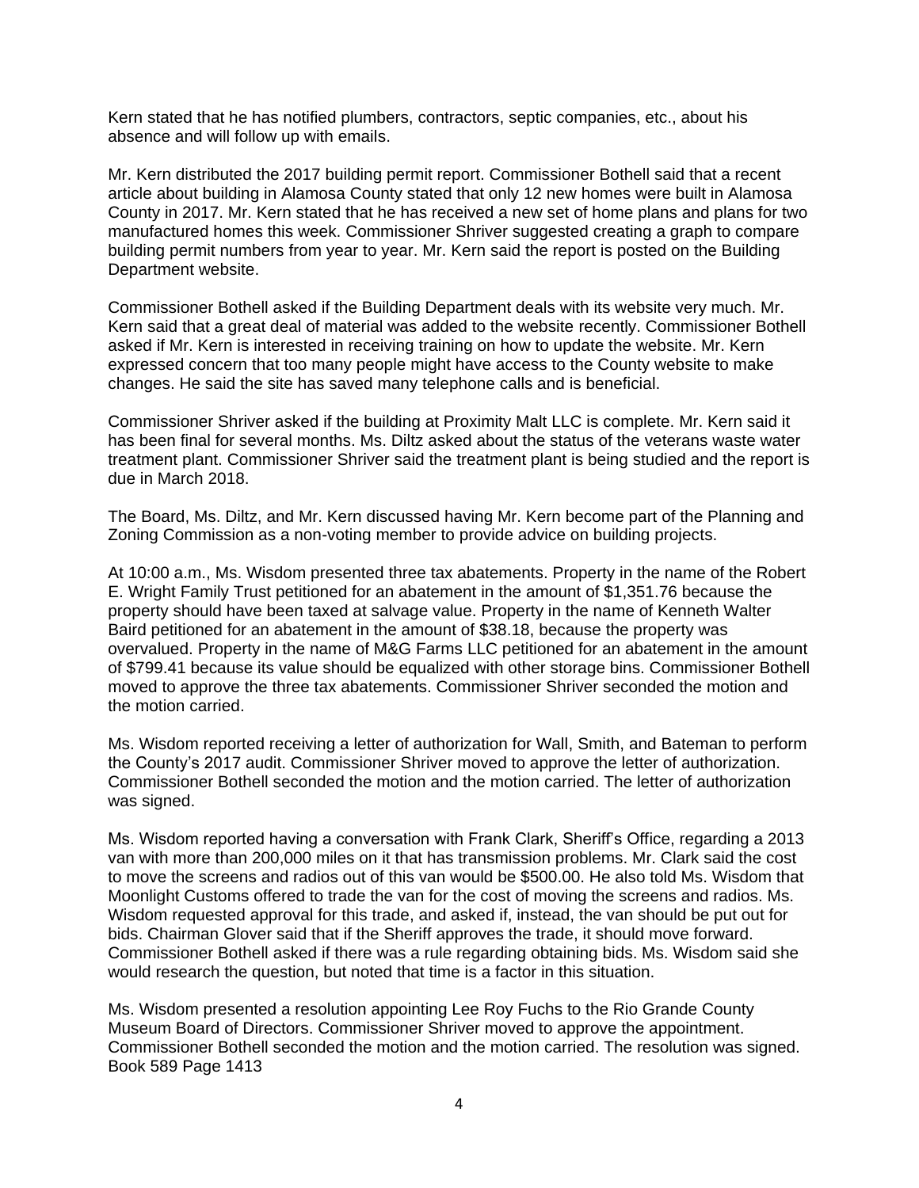Kern stated that he has notified plumbers, contractors, septic companies, etc., about his absence and will follow up with emails.

Mr. Kern distributed the 2017 building permit report. Commissioner Bothell said that a recent article about building in Alamosa County stated that only 12 new homes were built in Alamosa County in 2017. Mr. Kern stated that he has received a new set of home plans and plans for two manufactured homes this week. Commissioner Shriver suggested creating a graph to compare building permit numbers from year to year. Mr. Kern said the report is posted on the Building Department website.

Commissioner Bothell asked if the Building Department deals with its website very much. Mr. Kern said that a great deal of material was added to the website recently. Commissioner Bothell asked if Mr. Kern is interested in receiving training on how to update the website. Mr. Kern expressed concern that too many people might have access to the County website to make changes. He said the site has saved many telephone calls and is beneficial.

Commissioner Shriver asked if the building at Proximity Malt LLC is complete. Mr. Kern said it has been final for several months. Ms. Diltz asked about the status of the veterans waste water treatment plant. Commissioner Shriver said the treatment plant is being studied and the report is due in March 2018.

The Board, Ms. Diltz, and Mr. Kern discussed having Mr. Kern become part of the Planning and Zoning Commission as a non-voting member to provide advice on building projects.

At 10:00 a.m., Ms. Wisdom presented three tax abatements. Property in the name of the Robert E. Wright Family Trust petitioned for an abatement in the amount of $1,351.76 because the property should have been taxed at salvage value. Property in the name of Kenneth Walter Baird petitioned for an abatement in the amount of $38.18, because the property was overvalued. Property in the name of M&G Farms LLC petitioned for an abatement in the amount of $799.41 because its value should be equalized with other storage bins. Commissioner Bothell moved to approve the three tax abatements. Commissioner Shriver seconded the motion and the motion carried.

Ms. Wisdom reported receiving a letter of authorization for Wall, Smith, and Bateman to perform the County's 2017 audit. Commissioner Shriver moved to approve the letter of authorization. Commissioner Bothell seconded the motion and the motion carried. The letter of authorization was signed.

Ms. Wisdom reported having a conversation with Frank Clark, Sheriff's Office, regarding a 2013 van with more than 200,000 miles on it that has transmission problems. Mr. Clark said the cost to move the screens and radios out of this van would be $500.00. He also told Ms. Wisdom that Moonlight Customs offered to trade the van for the cost of moving the screens and radios. Ms. Wisdom requested approval for this trade, and asked if, instead, the van should be put out for bids. Chairman Glover said that if the Sheriff approves the trade, it should move forward. Commissioner Bothell asked if there was a rule regarding obtaining bids. Ms. Wisdom said she would research the question, but noted that time is a factor in this situation.

Ms. Wisdom presented a resolution appointing Lee Roy Fuchs to the Rio Grande County Museum Board of Directors. Commissioner Shriver moved to approve the appointment. Commissioner Bothell seconded the motion and the motion carried. The resolution was signed. Book 589 Page 1413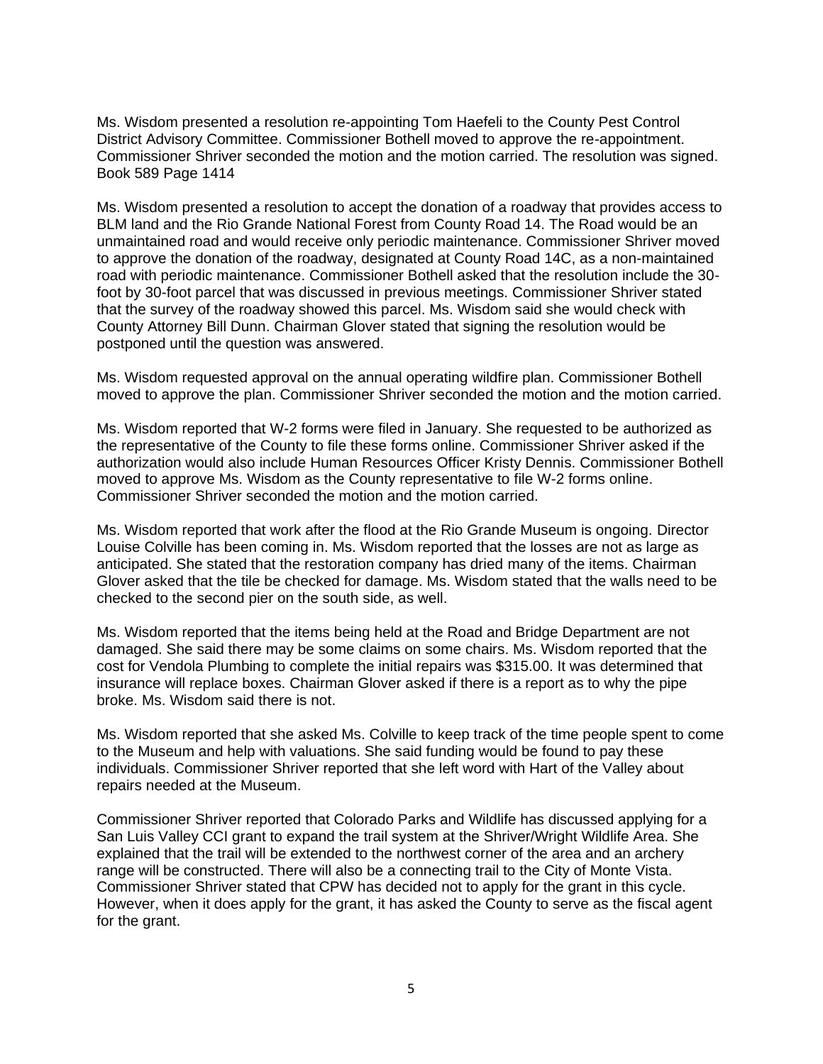Ms. Wisdom presented a resolution re-appointing Tom Haefeli to the County Pest Control District Advisory Committee. Commissioner Bothell moved to approve the re-appointment. Commissioner Shriver seconded the motion and the motion carried. The resolution was signed. Book 589 Page 1414

Ms. Wisdom presented a resolution to accept the donation of a roadway that provides access to BLM land and the Rio Grande National Forest from County Road 14. The Road would be an unmaintained road and would receive only periodic maintenance. Commissioner Shriver moved to approve the donation of the roadway, designated at County Road 14C, as a non-maintained road with periodic maintenance. Commissioner Bothell asked that the resolution include the 30-foot by 30-foot parcel that was discussed in previous meetings. Commissioner Shriver stated that the survey of the roadway showed this parcel. Ms. Wisdom said she would check with County Attorney Bill Dunn. Chairman Glover stated that signing the resolution would be postponed until the question was answered.

Ms. Wisdom requested approval on the annual operating wildfire plan. Commissioner Bothell moved to approve the plan. Commissioner Shriver seconded the motion and the motion carried.

Ms. Wisdom reported that W-2 forms were filed in January. She requested to be authorized as the representative of the County to file these forms online. Commissioner Shriver asked if the authorization would also include Human Resources Officer Kristy Dennis. Commissioner Bothell moved to approve Ms. Wisdom as the County representative to file W-2 forms online. Commissioner Shriver seconded the motion and the motion carried.

Ms. Wisdom reported that work after the flood at the Rio Grande Museum is ongoing. Director Louise Colville has been coming in. Ms. Wisdom reported that the losses are not as large as anticipated. She stated that the restoration company has dried many of the items. Chairman Glover asked that the tile be checked for damage. Ms. Wisdom stated that the walls need to be checked to the second pier on the south side, as well.

Ms. Wisdom reported that the items being held at the Road and Bridge Department are not damaged. She said there may be some claims on some chairs. Ms. Wisdom reported that the cost for Vendola Plumbing to complete the initial repairs was $315.00. It was determined that insurance will replace boxes. Chairman Glover asked if there is a report as to why the pipe broke. Ms. Wisdom said there is not.

Ms. Wisdom reported that she asked Ms. Colville to keep track of the time people spent to come to the Museum and help with valuations. She said funding would be found to pay these individuals. Commissioner Shriver reported that she left word with Hart of the Valley about repairs needed at the Museum.

Commissioner Shriver reported that Colorado Parks and Wildlife has discussed applying for a San Luis Valley CCI grant to expand the trail system at the Shriver/Wright Wildlife Area. She explained that the trail will be extended to the northwest corner of the area and an archery range will be constructed. There will also be a connecting trail to the City of Monte Vista. Commissioner Shriver stated that CPW has decided not to apply for the grant in this cycle. However, when it does apply for the grant, it has asked the County to serve as the fiscal agent for the grant.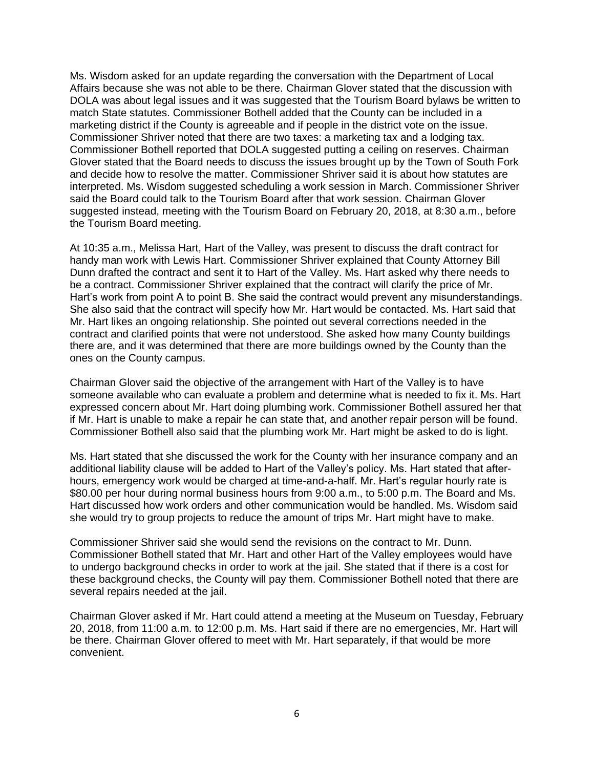Ms. Wisdom asked for an update regarding the conversation with the Department of Local Affairs because she was not able to be there. Chairman Glover stated that the discussion with DOLA was about legal issues and it was suggested that the Tourism Board bylaws be written to match State statutes. Commissioner Bothell added that the County can be included in a marketing district if the County is agreeable and if people in the district vote on the issue. Commissioner Shriver noted that there are two taxes: a marketing tax and a lodging tax. Commissioner Bothell reported that DOLA suggested putting a ceiling on reserves. Chairman Glover stated that the Board needs to discuss the issues brought up by the Town of South Fork and decide how to resolve the matter. Commissioner Shriver said it is about how statutes are interpreted. Ms. Wisdom suggested scheduling a work session in March. Commissioner Shriver said the Board could talk to the Tourism Board after that work session. Chairman Glover suggested instead, meeting with the Tourism Board on February 20, 2018, at 8:30 a.m., before the Tourism Board meeting.

At 10:35 a.m., Melissa Hart, Hart of the Valley, was present to discuss the draft contract for handy man work with Lewis Hart. Commissioner Shriver explained that County Attorney Bill Dunn drafted the contract and sent it to Hart of the Valley. Ms. Hart asked why there needs to be a contract. Commissioner Shriver explained that the contract will clarify the price of Mr. Hart's work from point A to point B. She said the contract would prevent any misunderstandings. She also said that the contract will specify how Mr. Hart would be contacted. Ms. Hart said that Mr. Hart likes an ongoing relationship. She pointed out several corrections needed in the contract and clarified points that were not understood. She asked how many County buildings there are, and it was determined that there are more buildings owned by the County than the ones on the County campus.

Chairman Glover said the objective of the arrangement with Hart of the Valley is to have someone available who can evaluate a problem and determine what is needed to fix it. Ms. Hart expressed concern about Mr. Hart doing plumbing work. Commissioner Bothell assured her that if Mr. Hart is unable to make a repair he can state that, and another repair person will be found. Commissioner Bothell also said that the plumbing work Mr. Hart might be asked to do is light.

Ms. Hart stated that she discussed the work for the County with her insurance company and an additional liability clause will be added to Hart of the Valley's policy. Ms. Hart stated that after-hours, emergency work would be charged at time-and-a-half. Mr. Hart's regular hourly rate is $80.00 per hour during normal business hours from 9:00 a.m., to 5:00 p.m. The Board and Ms. Hart discussed how work orders and other communication would be handled. Ms. Wisdom said she would try to group projects to reduce the amount of trips Mr. Hart might have to make.

Commissioner Shriver said she would send the revisions on the contract to Mr. Dunn. Commissioner Bothell stated that Mr. Hart and other Hart of the Valley employees would have to undergo background checks in order to work at the jail. She stated that if there is a cost for these background checks, the County will pay them. Commissioner Bothell noted that there are several repairs needed at the jail.

Chairman Glover asked if Mr. Hart could attend a meeting at the Museum on Tuesday, February 20, 2018, from 11:00 a.m. to 12:00 p.m. Ms. Hart said if there are no emergencies, Mr. Hart will be there. Chairman Glover offered to meet with Mr. Hart separately, if that would be more convenient.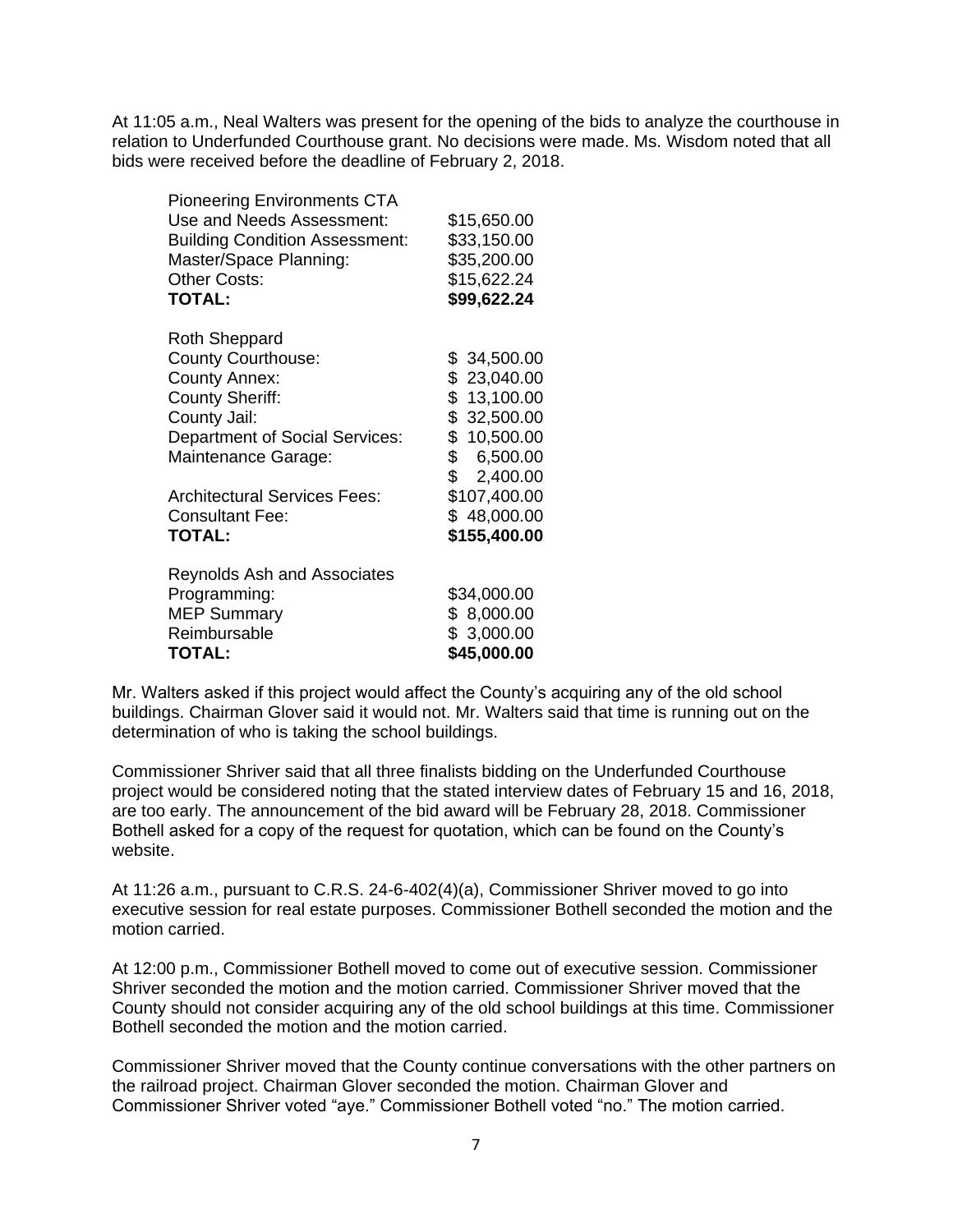At 11:05 a.m., Neal Walters was present for the opening of the bids to analyze the courthouse in relation to Underfunded Courthouse grant. No decisions were made. Ms. Wisdom noted that all bids were received before the deadline of February 2, 2018.

| | |
|---|---|
| Pioneering Environments CTA | |
| Use and Needs Assessment: | $15,650.00 |
| Building Condition Assessment: | $33,150.00 |
| Master/Space Planning: | $35,200.00 |
| Other Costs: | $15,622.24 |
| **TOTAL:** | **$99,622.24** |

| | |
|---|---|
| Roth Sheppard | |
| County Courthouse: | $ 34,500.00 |
| County Annex: | $ 23,040.00 |
| County Sheriff: | $ 13,100.00 |
| County Jail: | $ 32,500.00 |
| Department of Social Services: | $ 10,500.00 |
| Maintenance Garage: | $ 6,500.00 |
| | $ 2,400.00 |
| Architectural Services Fees: | $107,400.00 |
| Consultant Fee: | $ 48,000.00 |
| **TOTAL:** | **$155,400.00** |

| | |
|---|---|
| Reynolds Ash and Associates | |
| Programming: | $34,000.00 |
| MEP Summary | $ 8,000.00 |
| Reimbursable | $ 3,000.00 |
| **TOTAL:** | **$45,000.00** |

Mr. Walters asked if this project would affect the County's acquiring any of the old school buildings. Chairman Glover said it would not. Mr. Walters said that time is running out on the determination of who is taking the school buildings.

Commissioner Shriver said that all three finalists bidding on the Underfunded Courthouse project would be considered noting that the stated interview dates of February 15 and 16, 2018, are too early. The announcement of the bid award will be February 28, 2018. Commissioner Bothell asked for a copy of the request for quotation, which can be found on the County's website.

At 11:26 a.m., pursuant to C.R.S. 24-6-402(4)(a), Commissioner Shriver moved to go into executive session for real estate purposes. Commissioner Bothell seconded the motion and the motion carried.

At 12:00 p.m., Commissioner Bothell moved to come out of executive session. Commissioner Shriver seconded the motion and the motion carried. Commissioner Shriver moved that the County should not consider acquiring any of the old school buildings at this time. Commissioner Bothell seconded the motion and the motion carried.

Commissioner Shriver moved that the County continue conversations with the other partners on the railroad project. Chairman Glover seconded the motion. Chairman Glover and Commissioner Shriver voted "aye." Commissioner Bothell voted "no." The motion carried.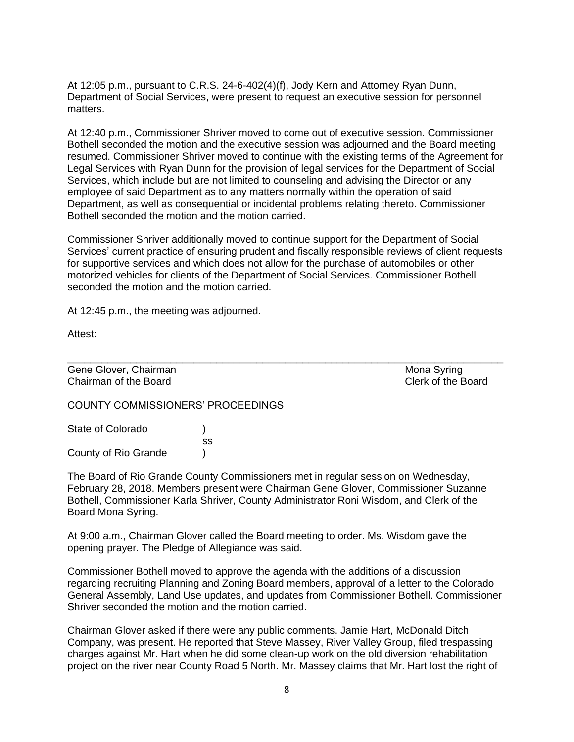At 12:05 p.m., pursuant to C.R.S. 24-6-402(4)(f), Jody Kern and Attorney Ryan Dunn, Department of Social Services, were present to request an executive session for personnel matters.

At 12:40 p.m., Commissioner Shriver moved to come out of executive session. Commissioner Bothell seconded the motion and the executive session was adjourned and the Board meeting resumed. Commissioner Shriver moved to continue with the existing terms of the Agreement for Legal Services with Ryan Dunn for the provision of legal services for the Department of Social Services, which include but are not limited to counseling and advising the Director or any employee of said Department as to any matters normally within the operation of said Department, as well as consequential or incidental problems relating thereto. Commissioner Bothell seconded the motion and the motion carried.

Commissioner Shriver additionally moved to continue support for the Department of Social Services' current practice of ensuring prudent and fiscally responsible reviews of client requests for supportive services and which does not allow for the purchase of automobiles or other motorized vehicles for clients of the Department of Social Services. Commissioner Bothell seconded the motion and the motion carried.

At 12:45 p.m., the meeting was adjourned.

Attest:

\_\_\_\_\_\_\_\_\_\_\_\_\_\_\_\_\_\_\_\_\_\_\_\_\_\_\_\_\_\_\_\_\_\_\_\_\_\_\_\_\_\_\_\_\_\_\_\_\_\_\_\_\_\_\_\_\_\_\_\_\_\_\_\_\_\_\_\_\_\_\_\_

Gene Glover, Chairman  
Chairman of the Board

Mona Syring  
Clerk of the Board

COUNTY COMMISSIONERS' PROCEEDINGS

State of Colorado )  
ss  
County of Rio Grande )

The Board of Rio Grande County Commissioners met in regular session on Wednesday, February 28, 2018. Members present were Chairman Gene Glover, Commissioner Suzanne Bothell, Commissioner Karla Shriver, County Administrator Roni Wisdom, and Clerk of the Board Mona Syring.

At 9:00 a.m., Chairman Glover called the Board meeting to order. Ms. Wisdom gave the opening prayer. The Pledge of Allegiance was said.

Commissioner Bothell moved to approve the agenda with the additions of a discussion regarding recruiting Planning and Zoning Board members, approval of a letter to the Colorado General Assembly, Land Use updates, and updates from Commissioner Bothell. Commissioner Shriver seconded the motion and the motion carried.

Chairman Glover asked if there were any public comments. Jamie Hart, McDonald Ditch Company, was present. He reported that Steve Massey, River Valley Group, filed trespassing charges against Mr. Hart when he did some clean-up work on the old diversion rehabilitation project on the river near County Road 5 North. Mr. Massey claims that Mr. Hart lost the right of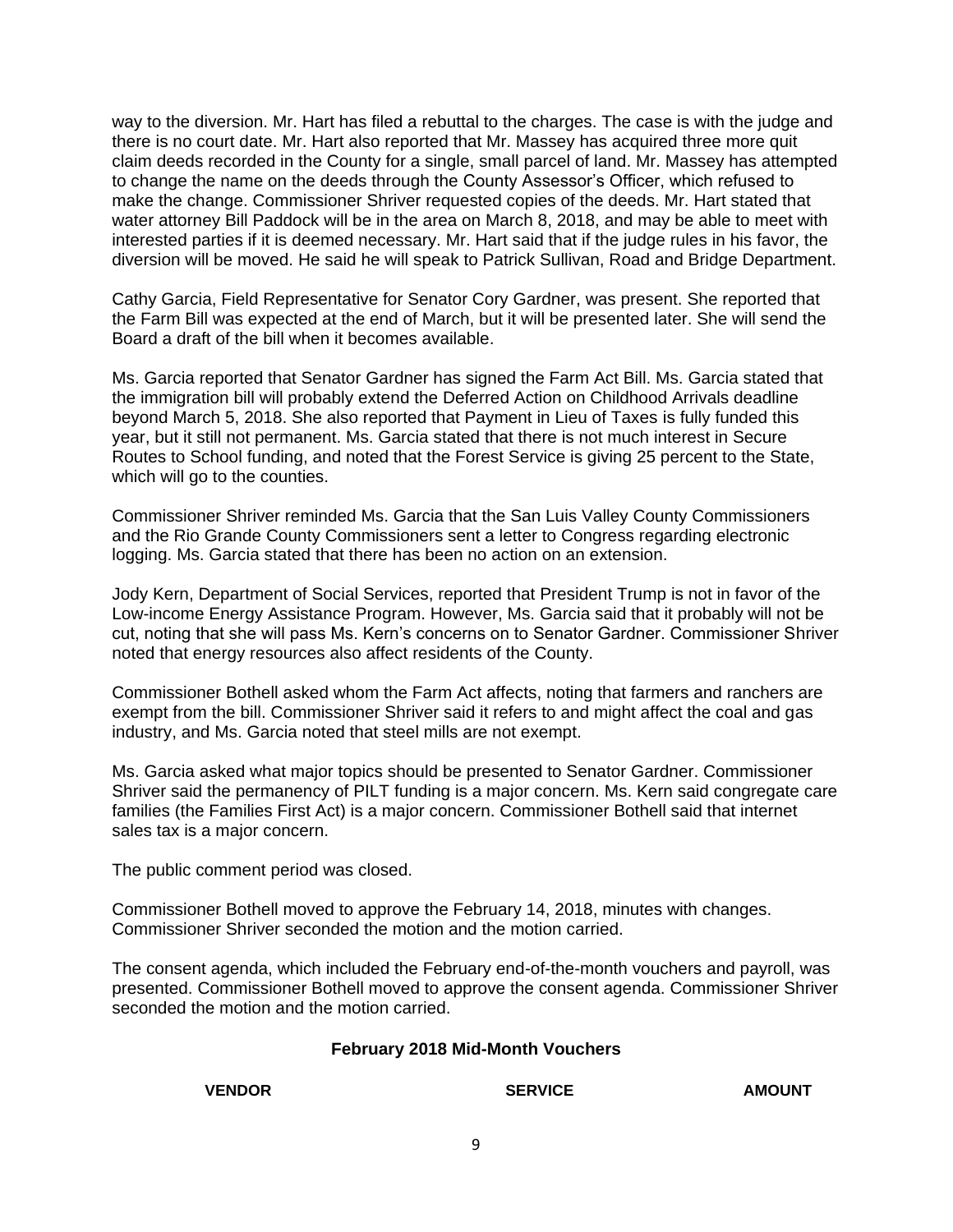way to the diversion. Mr. Hart has filed a rebuttal to the charges. The case is with the judge and there is no court date. Mr. Hart also reported that Mr. Massey has acquired three more quit claim deeds recorded in the County for a single, small parcel of land. Mr. Massey has attempted to change the name on the deeds through the County Assessor's Officer, which refused to make the change. Commissioner Shriver requested copies of the deeds. Mr. Hart stated that water attorney Bill Paddock will be in the area on March 8, 2018, and may be able to meet with interested parties if it is deemed necessary. Mr. Hart said that if the judge rules in his favor, the diversion will be moved. He said he will speak to Patrick Sullivan, Road and Bridge Department.

Cathy Garcia, Field Representative for Senator Cory Gardner, was present. She reported that the Farm Bill was expected at the end of March, but it will be presented later. She will send the Board a draft of the bill when it becomes available.

Ms. Garcia reported that Senator Gardner has signed the Farm Act Bill. Ms. Garcia stated that the immigration bill will probably extend the Deferred Action on Childhood Arrivals deadline beyond March 5, 2018. She also reported that Payment in Lieu of Taxes is fully funded this year, but it still not permanent. Ms. Garcia stated that there is not much interest in Secure Routes to School funding, and noted that the Forest Service is giving 25 percent to the State, which will go to the counties.

Commissioner Shriver reminded Ms. Garcia that the San Luis Valley County Commissioners and the Rio Grande County Commissioners sent a letter to Congress regarding electronic logging. Ms. Garcia stated that there has been no action on an extension.

Jody Kern, Department of Social Services, reported that President Trump is not in favor of the Low-income Energy Assistance Program. However, Ms. Garcia said that it probably will not be cut, noting that she will pass Ms. Kern's concerns on to Senator Gardner. Commissioner Shriver noted that energy resources also affect residents of the County.

Commissioner Bothell asked whom the Farm Act affects, noting that farmers and ranchers are exempt from the bill. Commissioner Shriver said it refers to and might affect the coal and gas industry, and Ms. Garcia noted that steel mills are not exempt.

Ms. Garcia asked what major topics should be presented to Senator Gardner. Commissioner Shriver said the permanency of PILT funding is a major concern. Ms. Kern said congregate care families (the Families First Act) is a major concern. Commissioner Bothell said that internet sales tax is a major concern.

The public comment period was closed.

Commissioner Bothell moved to approve the February 14, 2018, minutes with changes. Commissioner Shriver seconded the motion and the motion carried.

The consent agenda, which included the February end-of-the-month vouchers and payroll, was presented. Commissioner Bothell moved to approve the consent agenda. Commissioner Shriver seconded the motion and the motion carried.

### February 2018 Mid-Month Vouchers

| VENDOR | SERVICE | AMOUNT |
| --- | --- | --- |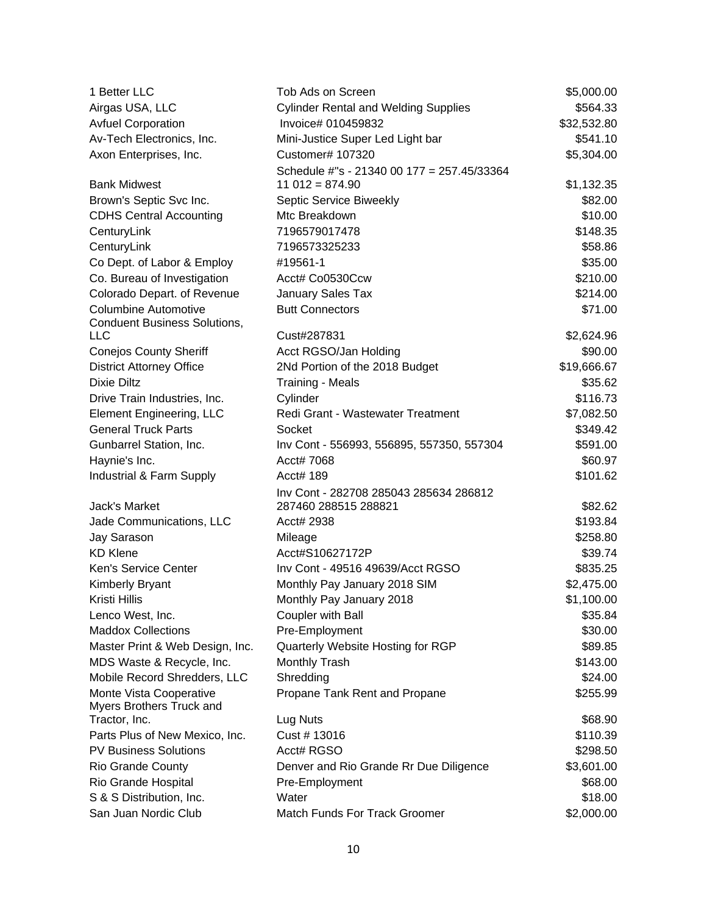| | | |
|---|---|---|
| 1 Better LLC | Tob Ads on Screen | $5,000.00 |
| Airgas USA, LLC | Cylinder Rental and Welding Supplies | $564.33 |
| Avfuel Corporation | Invoice# 010459832 | $32,532.80 |
| Av-Tech Electronics, Inc. | Mini-Justice Super Led Light bar | $541.10 |
| Axon Enterprises, Inc. | Customer# 107320 | $5,304.00 |
| Bank Midwest | Schedule #"s - 21340 00 177 = 257.45/33364 11 012 = 874.90 | $1,132.35 |
| Brown's Septic Svc Inc. | Septic Service Biweekly | $82.00 |
| CDHS Central Accounting | Mtc Breakdown | $10.00 |
| CenturyLink | 7196579017478 | $148.35 |
| CenturyLink | 7196573325233 | $58.86 |
| Co Dept. of Labor & Employ | #19561-1 | $35.00 |
| Co. Bureau of Investigation | Acct# Co0530Ccw | $210.00 |
| Colorado Depart. of Revenue | January Sales Tax | $214.00 |
| Columbine Automotive | Butt Connectors | $71.00 |
| Conduent Business Solutions, LLC | Cust#287831 | $2,624.96 |
| Conejos County Sheriff | Acct RGSO/Jan Holding | $90.00 |
| District Attorney Office | 2Nd Portion of the 2018 Budget | $19,666.67 |
| Dixie Diltz | Training - Meals | $35.62 |
| Drive Train Industries, Inc. | Cylinder | $116.73 |
| Element Engineering, LLC | Redi Grant - Wastewater Treatment | $7,082.50 |
| General Truck Parts | Socket | $349.42 |
| Gunbarrel Station, Inc. | Inv Cont - 556993, 556895, 557350, 557304 | $591.00 |
| Haynie's Inc. | Acct# 7068 | $60.97 |
| Industrial & Farm Supply | Acct# 189 | $101.62 |
| Jack's Market | Inv Cont - 282708 285043 285634 286812 287460 288515 288821 | $82.62 |
| Jade Communications, LLC | Acct# 2938 | $193.84 |
| Jay Sarason | Mileage | $258.80 |
| KD Klene | Acct#S10627172P | $39.74 |
| Ken's Service Center | Inv Cont - 49516 49639/Acct RGSO | $835.25 |
| Kimberly Bryant | Monthly Pay January 2018 SIM | $2,475.00 |
| Kristi Hillis | Monthly Pay January 2018 | $1,100.00 |
| Lenco West, Inc. | Coupler with Ball | $35.84 |
| Maddox Collections | Pre-Employment | $30.00 |
| Master Print & Web Design, Inc. | Quarterly Website Hosting for RGP | $89.85 |
| MDS Waste & Recycle, Inc. | Monthly Trash | $143.00 |
| Mobile Record Shredders, LLC | Shredding | $24.00 |
| Monte Vista Cooperative | Propane Tank Rent and Propane | $255.99 |
| Myers Brothers Truck and Tractor, Inc. | Lug Nuts | $68.90 |
| Parts Plus of New Mexico, Inc. | Cust # 13016 | $110.39 |
| PV Business Solutions | Acct# RGSO | $298.50 |
| Rio Grande County | Denver and Rio Grande Rr Due Diligence | $3,601.00 |
| Rio Grande Hospital | Pre-Employment | $68.00 |
| S & S Distribution, Inc. | Water | $18.00 |
| San Juan Nordic Club | Match Funds For Track Groomer | $2,000.00 |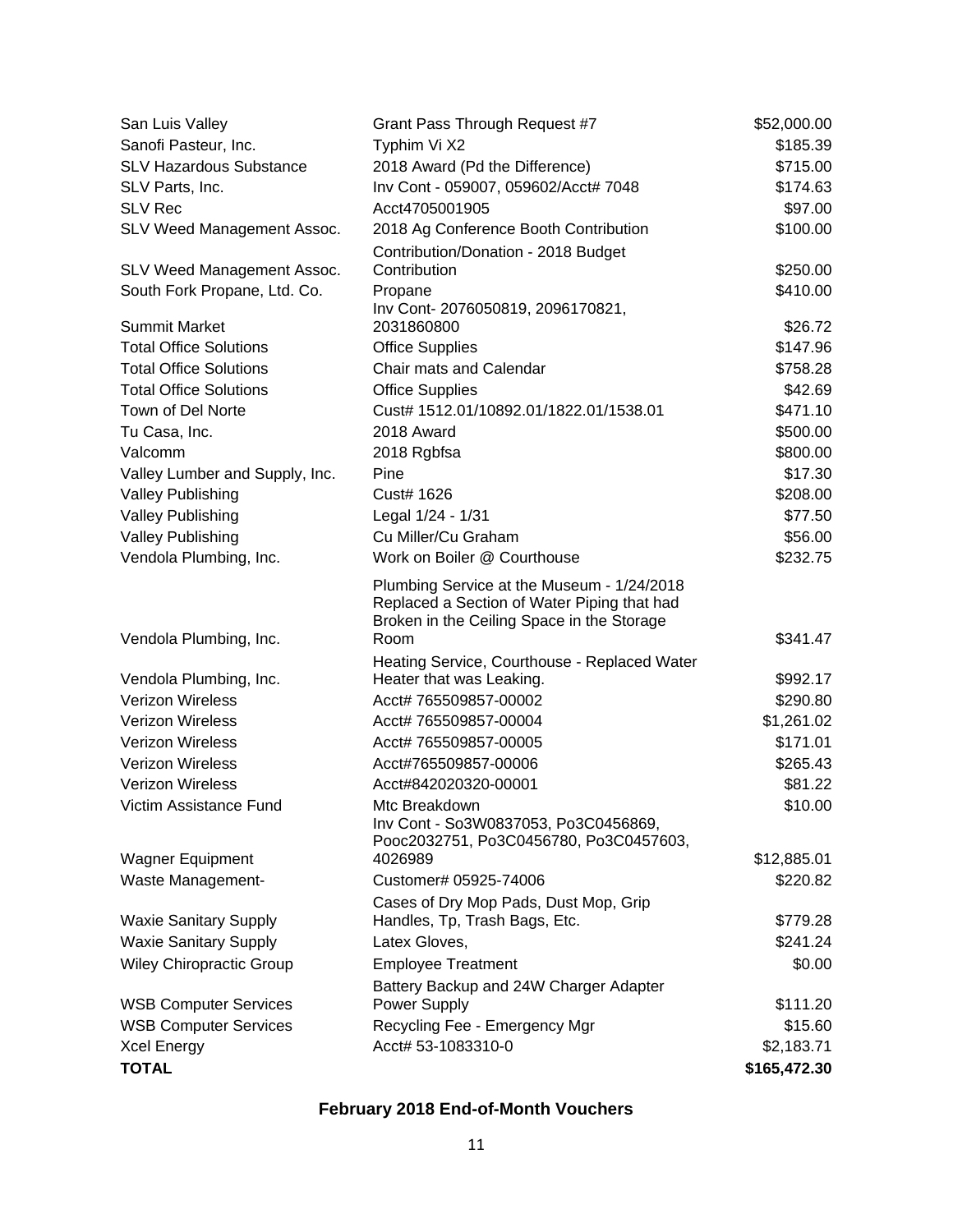| | | |
|---|---|---|
| San Luis Valley | Grant Pass Through Request #7 | $52,000.00 |
| Sanofi Pasteur, Inc. | Typhim Vi X2 | $185.39 |
| SLV Hazardous Substance | 2018 Award (Pd the Difference) | $715.00 |
| SLV Parts, Inc. | Inv Cont - 059007, 059602/Acct# 7048 | $174.63 |
| SLV Rec | Acct4705001905 | $97.00 |
| SLV Weed Management Assoc. | 2018 Ag Conference Booth Contribution | $100.00 |
| SLV Weed Management Assoc. | Contribution/Donation - 2018 Budget Contribution | $250.00 |
| South Fork Propane, Ltd. Co. | Propane | $410.00 |
| Summit Market | Inv Cont- 2076050819, 2096170821, 2031860800 | $26.72 |
| Total Office Solutions | Office Supplies | $147.96 |
| Total Office Solutions | Chair mats and Calendar | $758.28 |
| Total Office Solutions | Office Supplies | $42.69 |
| Town of Del Norte | Cust# 1512.01/10892.01/1822.01/1538.01 | $471.10 |
| Tu Casa, Inc. | 2018 Award | $500.00 |
| Valcomm | 2018 Rgbfsa | $800.00 |
| Valley Lumber and Supply, Inc. | Pine | $17.30 |
| Valley Publishing | Cust# 1626 | $208.00 |
| Valley Publishing | Legal 1/24 - 1/31 | $77.50 |
| Valley Publishing | Cu Miller/Cu Graham | $56.00 |
| Vendola Plumbing, Inc. | Work on Boiler @ Courthouse | $232.75 |
| Vendola Plumbing, Inc. | Plumbing Service at the Museum - 1/24/2018 Replaced a Section of Water Piping that had Broken in the Ceiling Space in the Storage Room | $341.47 |
| Vendola Plumbing, Inc. | Heating Service, Courthouse - Replaced Water Heater that was Leaking. | $992.17 |
| Verizon Wireless | Acct# 765509857-00002 | $290.80 |
| Verizon Wireless | Acct# 765509857-00004 | $1,261.02 |
| Verizon Wireless | Acct# 765509857-00005 | $171.01 |
| Verizon Wireless | Acct#765509857-00006 | $265.43 |
| Verizon Wireless | Acct#842020320-00001 | $81.22 |
| Victim Assistance Fund | Mtc Breakdown | $10.00 |
| Wagner Equipment | Inv Cont - So3W0837053, Po3C0456869, Pooc2032751, Po3C0456780, Po3C0457603, 4026989 | $12,885.01 |
| Waste Management- | Customer# 05925-74006 | $220.82 |
| Waxie Sanitary Supply | Cases of Dry Mop Pads, Dust Mop, Grip Handles, Tp, Trash Bags, Etc. | $779.28 |
| Waxie Sanitary Supply | Latex Gloves, | $241.24 |
| Wiley Chiropractic Group | Employee Treatment | $0.00 |
| WSB Computer Services | Battery Backup and 24W Charger Adapter Power Supply | $111.20 |
| WSB Computer Services | Recycling Fee - Emergency Mgr | $15.60 |
| Xcel Energy | Acct# 53-1083310-0 | $2,183.71 |
| **TOTAL** | | **$165,472.30** |

**February 2018 End-of-Month Vouchers**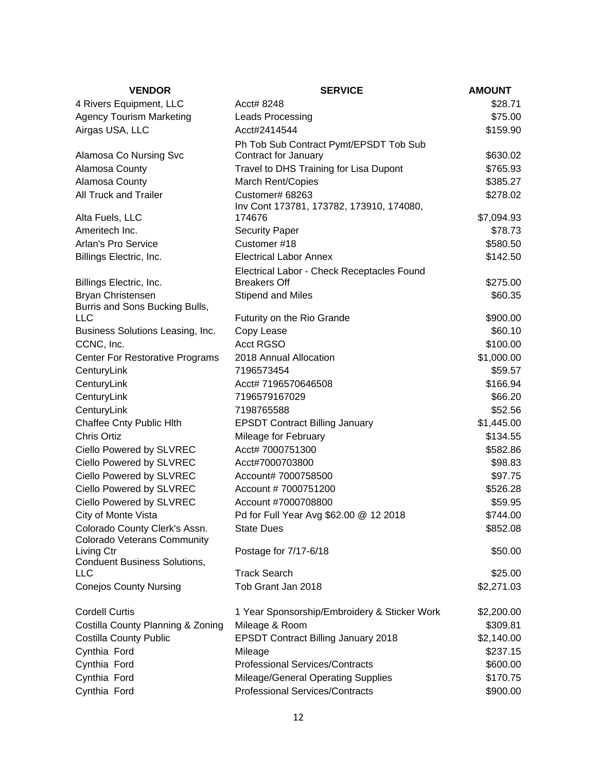| VENDOR | SERVICE | AMOUNT |
| --- | --- | --- |
| 4 Rivers Equipment, LLC | Acct# 8248 | $28.71 |
| Agency Tourism Marketing | Leads Processing | $75.00 |
| Airgas USA, LLC | Acct#2414544 | $159.90 |
| Alamosa Co Nursing Svc | Ph Tob Sub Contract Pymt/EPSDT Tob Sub Contract for January | $630.02 |
| Alamosa County | Travel to DHS Training for Lisa Dupont | $765.93 |
| Alamosa County | March Rent/Copies | $385.27 |
| All Truck and Trailer | Customer# 68263 | $278.02 |
| Alta Fuels, LLC | Inv Cont 173781, 173782, 173910, 174080, 174676 | $7,094.93 |
| Ameritech Inc. | Security Paper | $78.73 |
| Arlan's Pro Service | Customer #18 | $580.50 |
| Billings Electric, Inc. | Electrical Labor Annex | $142.50 |
| Billings Electric, Inc. | Electrical Labor - Check Receptacles Found Breakers Off | $275.00 |
| Bryan Christensen | Stipend and Miles | $60.35 |
| Burris and Sons Bucking Bulls, LLC | Futurity on the Rio Grande | $900.00 |
| Business Solutions Leasing, Inc. | Copy Lease | $60.10 |
| CCNC, Inc. | Acct RGSO | $100.00 |
| Center For Restorative Programs | 2018 Annual Allocation | $1,000.00 |
| CenturyLink | 7196573454 | $59.57 |
| CenturyLink | Acct# 7196570646508 | $166.94 |
| CenturyLink | 7196579167029 | $66.20 |
| CenturyLink | 7198765588 | $52.56 |
| Chaffee Cnty Public Hlth | EPSDT Contract Billing January | $1,445.00 |
| Chris Ortiz | Mileage for February | $134.55 |
| Ciello Powered by SLVREC | Acct# 7000751300 | $582.86 |
| Ciello Powered by SLVREC | Acct#7000703800 | $98.83 |
| Ciello Powered by SLVREC | Account# 7000758500 | $97.75 |
| Ciello Powered by SLVREC | Account # 7000751200 | $526.28 |
| Ciello Powered by SLVREC | Account #7000708800 | $59.95 |
| City of Monte Vista | Pd for Full Year Avg $62.00 @ 12 2018 | $744.00 |
| Colorado County Clerk's Assn. | State Dues | $852.08 |
| Colorado Veterans Community Living Ctr | Postage for 7/17-6/18 | $50.00 |
| Conduent Business Solutions, LLC | Track Search | $25.00 |
| Conejos County Nursing | Tob Grant Jan 2018 | $2,271.03 |
| Cordell Curtis | 1 Year Sponsorship/Embroidery & Sticker Work | $2,200.00 |
| Costilla County Planning & Zoning | Mileage & Room | $309.81 |
| Costilla County Public | EPSDT Contract Billing January 2018 | $2,140.00 |
| Cynthia Ford | Mileage | $237.15 |
| Cynthia Ford | Professional Services/Contracts | $600.00 |
| Cynthia Ford | Mileage/General Operating Supplies | $170.75 |
| Cynthia Ford | Professional Services/Contracts | $900.00 |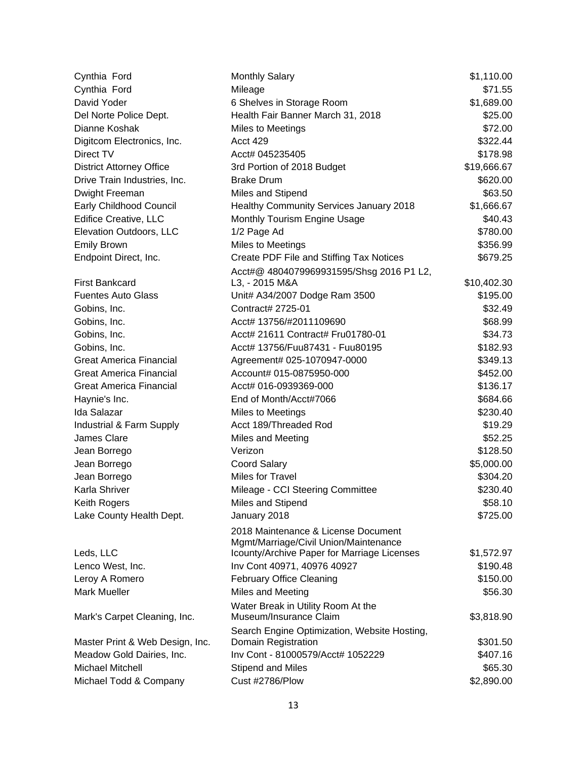| | | |
|---|---|---|
| Cynthia Ford | Monthly Salary | $1,110.00 |
| Cynthia Ford | Mileage | $71.55 |
| David Yoder | 6 Shelves in Storage Room | $1,689.00 |
| Del Norte Police Dept. | Health Fair Banner March 31, 2018 | $25.00 |
| Dianne Koshak | Miles to Meetings | $72.00 |
| Digitcom Electronics, Inc. | Acct 429 | $322.44 |
| Direct TV | Acct# 045235405 | $178.98 |
| District Attorney Office | 3rd Portion of 2018 Budget | $19,666.67 |
| Drive Train Industries, Inc. | Brake Drum | $620.00 |
| Dwight Freeman | Miles and Stipend | $63.50 |
| Early Childhood Council | Healthy Community Services January 2018 | $1,666.67 |
| Edifice Creative, LLC | Monthly Tourism Engine Usage | $40.43 |
| Elevation Outdoors, LLC | 1/2 Page Ad | $780.00 |
| Emily Brown | Miles to Meetings | $356.99 |
| Endpoint Direct, Inc. | Create PDF File and Stiffing Tax Notices | $679.25 |
| First Bankcard | Acct#@ 4804079969931595/Shsg 2016 P1 L2, L3, - 2015 M&A | $10,402.30 |
| Fuentes Auto Glass | Unit# A34/2007 Dodge Ram 3500 | $195.00 |
| Gobins, Inc. | Contract# 2725-01 | $32.49 |
| Gobins, Inc. | Acct# 13756/#2011109690 | $68.99 |
| Gobins, Inc. | Acct# 21611 Contract# Fru01780-01 | $34.73 |
| Gobins, Inc. | Acct# 13756/Fuu87431 - Fuu80195 | $182.93 |
| Great America Financial | Agreement# 025-1070947-0000 | $349.13 |
| Great America Financial | Account# 015-0875950-000 | $452.00 |
| Great America Financial | Acct# 016-0939369-000 | $136.17 |
| Haynie's Inc. | End of Month/Acct#7066 | $684.66 |
| Ida Salazar | Miles to Meetings | $230.40 |
| Industrial & Farm Supply | Acct 189/Threaded Rod | $19.29 |
| James Clare | Miles and Meeting | $52.25 |
| Jean Borrego | Verizon | $128.50 |
| Jean Borrego | Coord Salary | $5,000.00 |
| Jean Borrego | Miles for Travel | $304.20 |
| Karla Shriver | Mileage - CCI Steering Committee | $230.40 |
| Keith Rogers | Miles and Stipend | $58.10 |
| Lake County Health Dept. | January 2018 | $725.00 |
| Leds, LLC | 2018 Maintenance & License Document Mgmt/Marriage/Civil Union/Maintenance Icounty/Archive Paper for Marriage Licenses | $1,572.97 |
| Lenco West, Inc. | Inv Cont 40971, 40976 40927 | $190.48 |
| Leroy A Romero | February Office Cleaning | $150.00 |
| Mark Mueller | Miles and Meeting | $56.30 |
| Mark's Carpet Cleaning, Inc. | Water Break in Utility Room At the Museum/Insurance Claim | $3,818.90 |
| Master Print & Web Design, Inc. | Search Engine Optimization, Website Hosting, Domain Registration | $301.50 |
| Meadow Gold Dairies, Inc. | Inv Cont - 81000579/Acct# 1052229 | $407.16 |
| Michael Mitchell | Stipend and Miles | $65.30 |
| Michael Todd & Company | Cust #2786/Plow | $2,890.00 |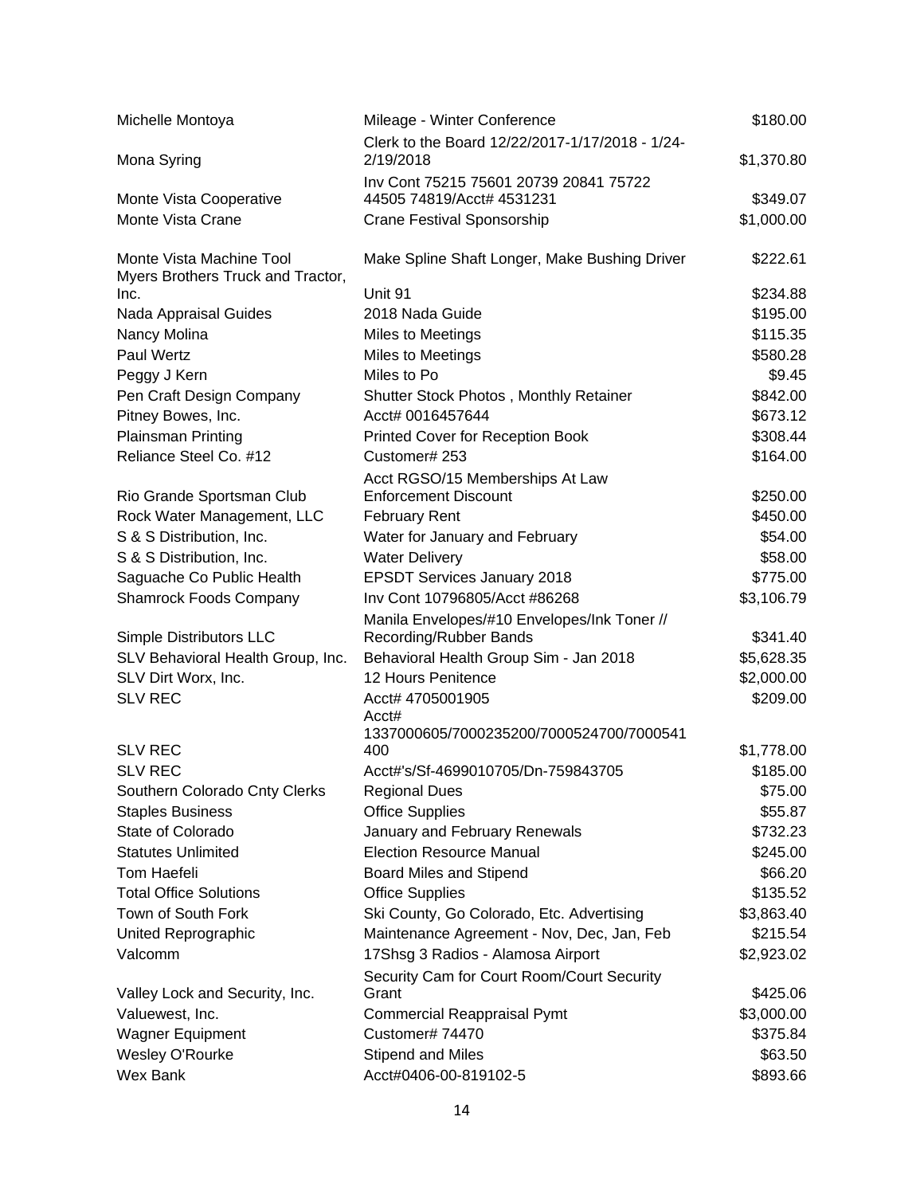| | | |
|---|---|---|
| Michelle Montoya | Mileage - Winter Conference | $180.00 |
| Mona Syring | Clerk to the Board 12/22/2017-1/17/2018 - 1/24-2/19/2018 | $1,370.80 |
| Monte Vista Cooperative | Inv Cont 75215 75601 20739 20841 75722 44505 74819/Acct# 4531231 | $349.07 |
| Monte Vista Crane | Crane Festival Sponsorship | $1,000.00 |
| Monte Vista Machine Tool | Make Spline Shaft Longer, Make Bushing Driver | $222.61 |
| Myers Brothers Truck and Tractor, Inc. | Unit 91 | $234.88 |
| Nada Appraisal Guides | 2018 Nada Guide | $195.00 |
| Nancy Molina | Miles to Meetings | $115.35 |
| Paul Wertz | Miles to Meetings | $580.28 |
| Peggy J Kern | Miles to Po | $9.45 |
| Pen Craft Design Company | Shutter Stock Photos , Monthly Retainer | $842.00 |
| Pitney Bowes, Inc. | Acct# 0016457644 | $673.12 |
| Plainsman Printing | Printed Cover for Reception Book | $308.44 |
| Reliance Steel Co. #12 | Customer# 253 | $164.00 |
| Rio Grande Sportsman Club | Acct RGSO/15 Memberships At Law Enforcement Discount | $250.00 |
| Rock Water Management, LLC | February Rent | $450.00 |
| S & S Distribution, Inc. | Water for January and February | $54.00 |
| S & S Distribution, Inc. | Water Delivery | $58.00 |
| Saguache Co Public Health | EPSDT Services January 2018 | $775.00 |
| Shamrock Foods Company | Inv Cont 10796805/Acct #86268 | $3,106.79 |
| Simple Distributors LLC | Manila Envelopes/#10 Envelopes/Ink Toner // Recording/Rubber Bands | $341.40 |
| SLV Behavioral Health Group, Inc. | Behavioral Health Group Sim - Jan 2018 | $5,628.35 |
| SLV Dirt Worx, Inc. | 12 Hours Penitence | $2,000.00 |
| SLV REC | Acct# 4705001905 | $209.00 |
| SLV REC | Acct# 1337000605/7000235200/7000524700/7000541400 | $1,778.00 |
| SLV REC | Acct#'s/Sf-4699010705/Dn-759843705 | $185.00 |
| Southern Colorado Cnty Clerks | Regional Dues | $75.00 |
| Staples Business | Office Supplies | $55.87 |
| State of Colorado | January and February Renewals | $732.23 |
| Statutes Unlimited | Election Resource Manual | $245.00 |
| Tom Haefeli | Board Miles and Stipend | $66.20 |
| Total Office Solutions | Office Supplies | $135.52 |
| Town of South Fork | Ski County, Go Colorado, Etc. Advertising | $3,863.40 |
| United Reprographic | Maintenance Agreement - Nov, Dec, Jan, Feb | $215.54 |
| Valcomm | 17Shsg 3 Radios - Alamosa Airport | $2,923.02 |
| Valley Lock and Security, Inc. | Security Cam for Court Room/Court Security Grant | $425.06 |
| Valuewest, Inc. | Commercial Reappraisal Pymt | $3,000.00 |
| Wagner Equipment | Customer# 74470 | $375.84 |
| Wesley O'Rourke | Stipend and Miles | $63.50 |
| Wex Bank | Acct#0406-00-819102-5 | $893.66 |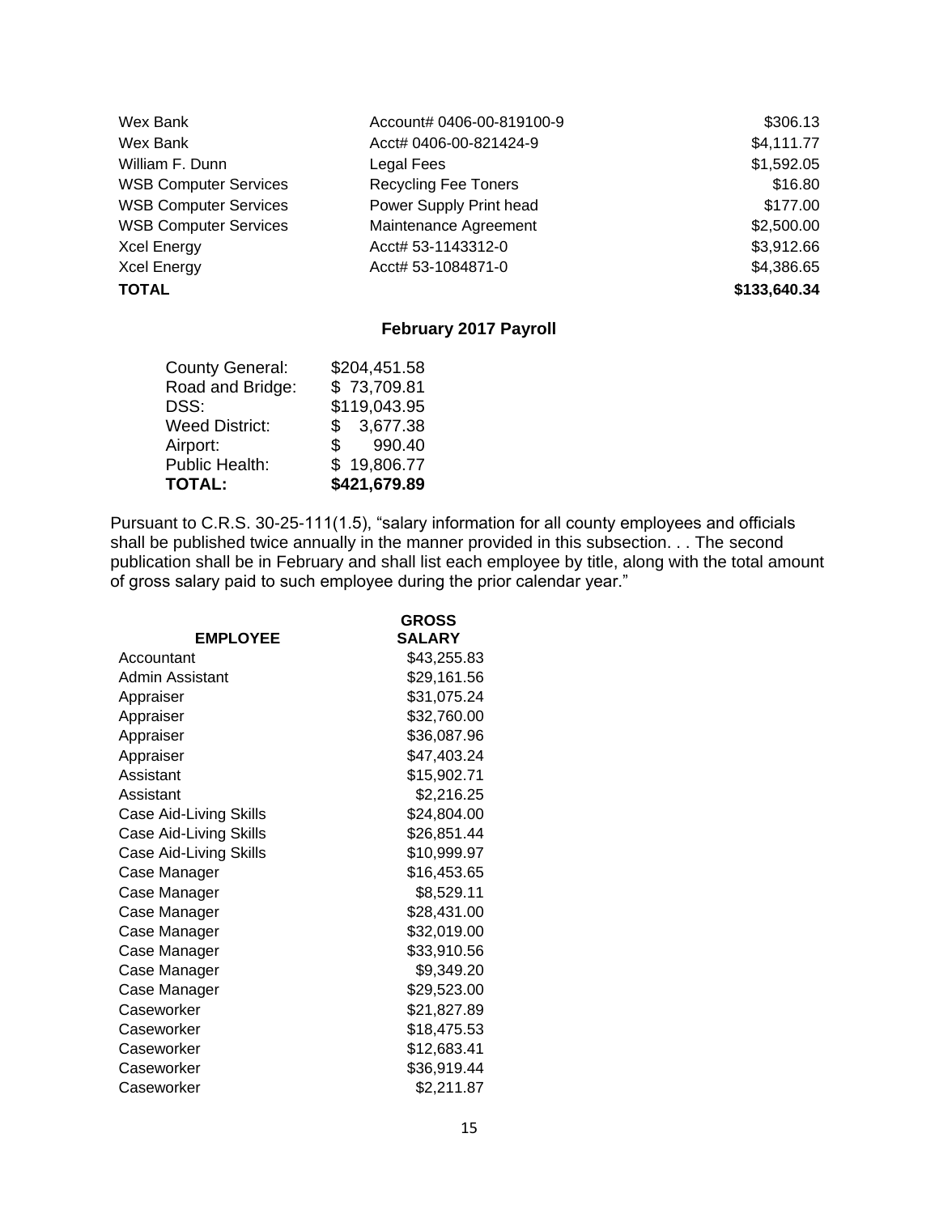| | | |
|---|---|---|
| Wex Bank | Account# 0406-00-819100-9 | $306.13 |
| Wex Bank | Acct# 0406-00-821424-9 | $4,111.77 |
| William F. Dunn | Legal Fees | $1,592.05 |
| WSB Computer Services | Recycling Fee Toners | $16.80 |
| WSB Computer Services | Power Supply Print head | $177.00 |
| WSB Computer Services | Maintenance Agreement | $2,500.00 |
| Xcel Energy | Acct# 53-1143312-0 | $3,912.66 |
| Xcel Energy | Acct# 53-1084871-0 | $4,386.65 |
| **TOTAL** | | **$133,640.34** |

## February 2017 Payroll

| | |
|---|---|
| County General: | $204,451.58 |
| Road and Bridge: | $ 73,709.81 |
| DSS: | $119,043.95 |
| Weed District: | $ 3,677.38 |
| Airport: | $ 990.40 |
| Public Health: | $ 19,806.77 |
| **TOTAL:** | **$421,679.89** |

Pursuant to C.R.S. 30-25-111(1.5), "salary information for all county employees and officials shall be published twice annually in the manner provided in this subsection. . . The second publication shall be in February and shall list each employee by title, along with the total amount of gross salary paid to such employee during the prior calendar year."

| EMPLOYEE | GROSS SALARY |
|---|---|
| Accountant | $43,255.83 |
| Admin Assistant | $29,161.56 |
| Appraiser | $31,075.24 |
| Appraiser | $32,760.00 |
| Appraiser | $36,087.96 |
| Appraiser | $47,403.24 |
| Assistant | $15,902.71 |
| Assistant | $2,216.25 |
| Case Aid-Living Skills | $24,804.00 |
| Case Aid-Living Skills | $26,851.44 |
| Case Aid-Living Skills | $10,999.97 |
| Case Manager | $16,453.65 |
| Case Manager | $8,529.11 |
| Case Manager | $28,431.00 |
| Case Manager | $32,019.00 |
| Case Manager | $33,910.56 |
| Case Manager | $9,349.20 |
| Case Manager | $29,523.00 |
| Caseworker | $21,827.89 |
| Caseworker | $18,475.53 |
| Caseworker | $12,683.41 |
| Caseworker | $36,919.44 |
| Caseworker | $2,211.87 |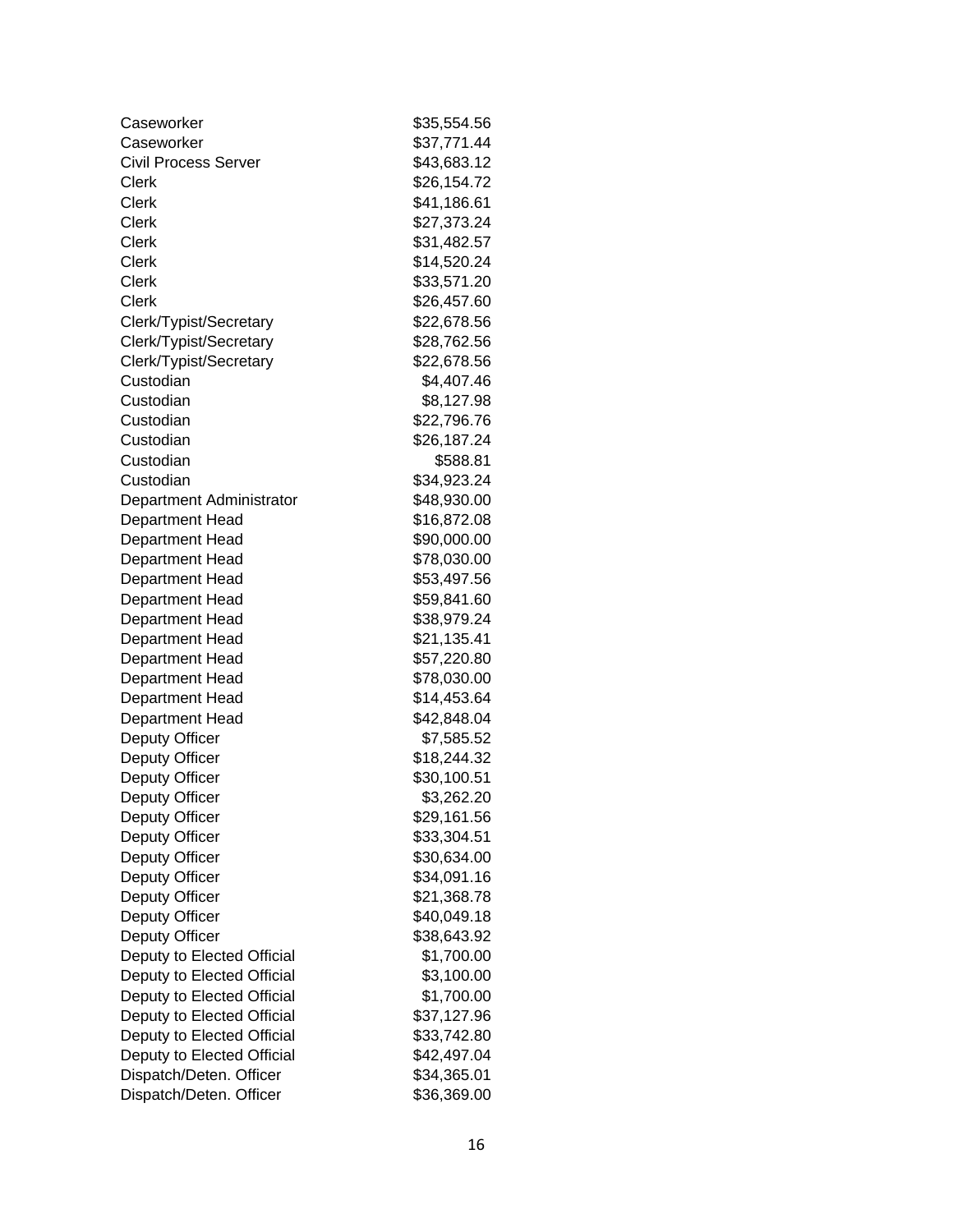| | |
|---|---|
| Caseworker | $35,554.56 |
| Caseworker | $37,771.44 |
| Civil Process Server | $43,683.12 |
| Clerk | $26,154.72 |
| Clerk | $41,186.61 |
| Clerk | $27,373.24 |
| Clerk | $31,482.57 |
| Clerk | $14,520.24 |
| Clerk | $33,571.20 |
| Clerk | $26,457.60 |
| Clerk/Typist/Secretary | $22,678.56 |
| Clerk/Typist/Secretary | $28,762.56 |
| Clerk/Typist/Secretary | $22,678.56 |
| Custodian | $4,407.46 |
| Custodian | $8,127.98 |
| Custodian | $22,796.76 |
| Custodian | $26,187.24 |
| Custodian | $588.81 |
| Custodian | $34,923.24 |
| Department Administrator | $48,930.00 |
| Department Head | $16,872.08 |
| Department Head | $90,000.00 |
| Department Head | $78,030.00 |
| Department Head | $53,497.56 |
| Department Head | $59,841.60 |
| Department Head | $38,979.24 |
| Department Head | $21,135.41 |
| Department Head | $57,220.80 |
| Department Head | $78,030.00 |
| Department Head | $14,453.64 |
| Department Head | $42,848.04 |
| Deputy Officer | $7,585.52 |
| Deputy Officer | $18,244.32 |
| Deputy Officer | $30,100.51 |
| Deputy Officer | $3,262.20 |
| Deputy Officer | $29,161.56 |
| Deputy Officer | $33,304.51 |
| Deputy Officer | $30,634.00 |
| Deputy Officer | $34,091.16 |
| Deputy Officer | $21,368.78 |
| Deputy Officer | $40,049.18 |
| Deputy Officer | $38,643.92 |
| Deputy to Elected Official | $1,700.00 |
| Deputy to Elected Official | $3,100.00 |
| Deputy to Elected Official | $1,700.00 |
| Deputy to Elected Official | $37,127.96 |
| Deputy to Elected Official | $33,742.80 |
| Deputy to Elected Official | $42,497.04 |
| Dispatch/Deten. Officer | $34,365.01 |
| Dispatch/Deten. Officer | $36,369.00 |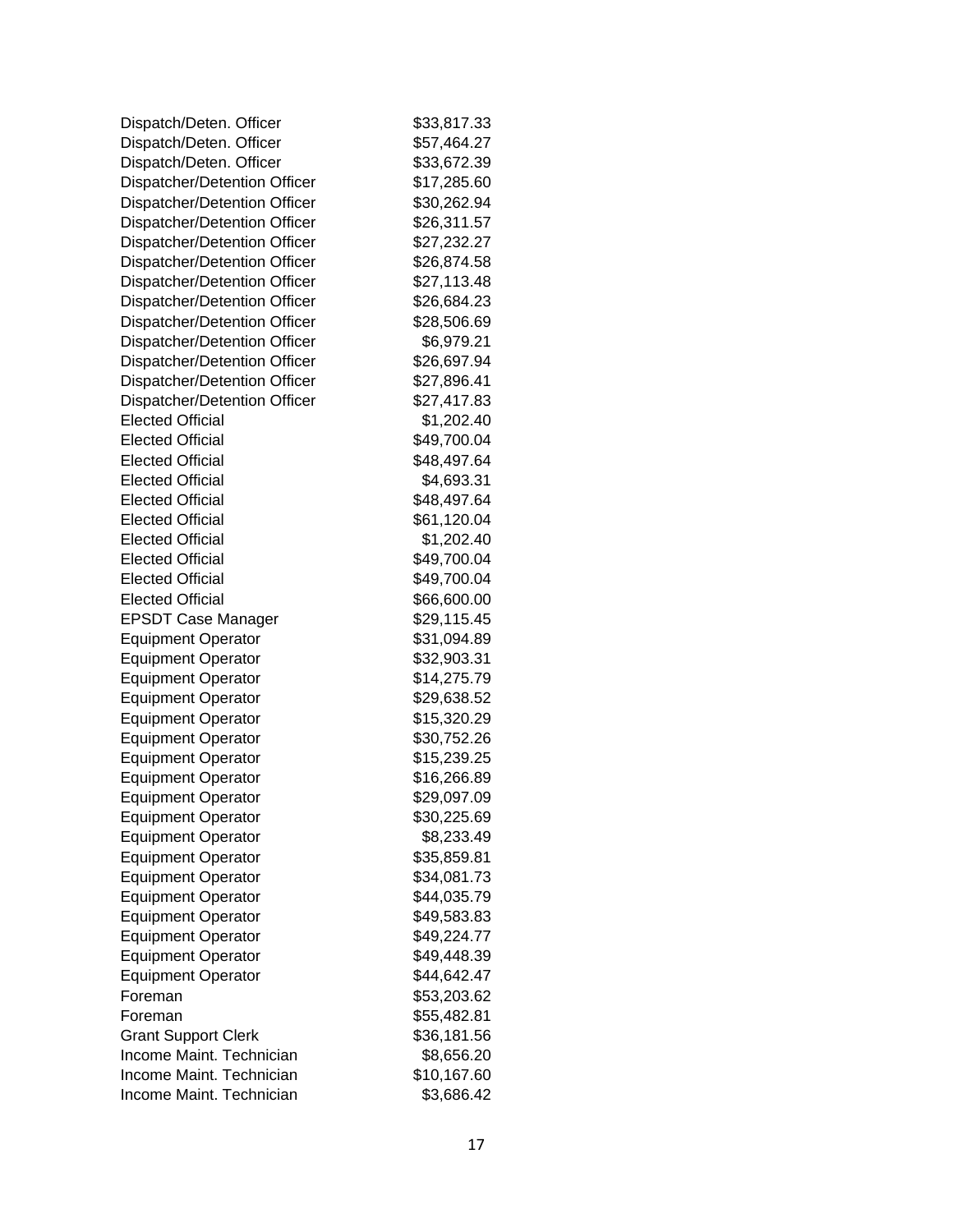| | |
|---|---|
| Dispatch/Deten. Officer | $33,817.33 |
| Dispatch/Deten. Officer | $57,464.27 |
| Dispatch/Deten. Officer | $33,672.39 |
| Dispatcher/Detention Officer | $17,285.60 |
| Dispatcher/Detention Officer | $30,262.94 |
| Dispatcher/Detention Officer | $26,311.57 |
| Dispatcher/Detention Officer | $27,232.27 |
| Dispatcher/Detention Officer | $26,874.58 |
| Dispatcher/Detention Officer | $27,113.48 |
| Dispatcher/Detention Officer | $26,684.23 |
| Dispatcher/Detention Officer | $28,506.69 |
| Dispatcher/Detention Officer | $6,979.21 |
| Dispatcher/Detention Officer | $26,697.94 |
| Dispatcher/Detention Officer | $27,896.41 |
| Dispatcher/Detention Officer | $27,417.83 |
| Elected Official | $1,202.40 |
| Elected Official | $49,700.04 |
| Elected Official | $48,497.64 |
| Elected Official | $4,693.31 |
| Elected Official | $48,497.64 |
| Elected Official | $61,120.04 |
| Elected Official | $1,202.40 |
| Elected Official | $49,700.04 |
| Elected Official | $49,700.04 |
| Elected Official | $66,600.00 |
| EPSDT Case Manager | $29,115.45 |
| Equipment Operator | $31,094.89 |
| Equipment Operator | $32,903.31 |
| Equipment Operator | $14,275.79 |
| Equipment Operator | $29,638.52 |
| Equipment Operator | $15,320.29 |
| Equipment Operator | $30,752.26 |
| Equipment Operator | $15,239.25 |
| Equipment Operator | $16,266.89 |
| Equipment Operator | $29,097.09 |
| Equipment Operator | $30,225.69 |
| Equipment Operator | $8,233.49 |
| Equipment Operator | $35,859.81 |
| Equipment Operator | $34,081.73 |
| Equipment Operator | $44,035.79 |
| Equipment Operator | $49,583.83 |
| Equipment Operator | $49,224.77 |
| Equipment Operator | $49,448.39 |
| Equipment Operator | $44,642.47 |
| Foreman | $53,203.62 |
| Foreman | $55,482.81 |
| Grant Support Clerk | $36,181.56 |
| Income Maint. Technician | $8,656.20 |
| Income Maint. Technician | $10,167.60 |
| Income Maint. Technician | $3,686.42 |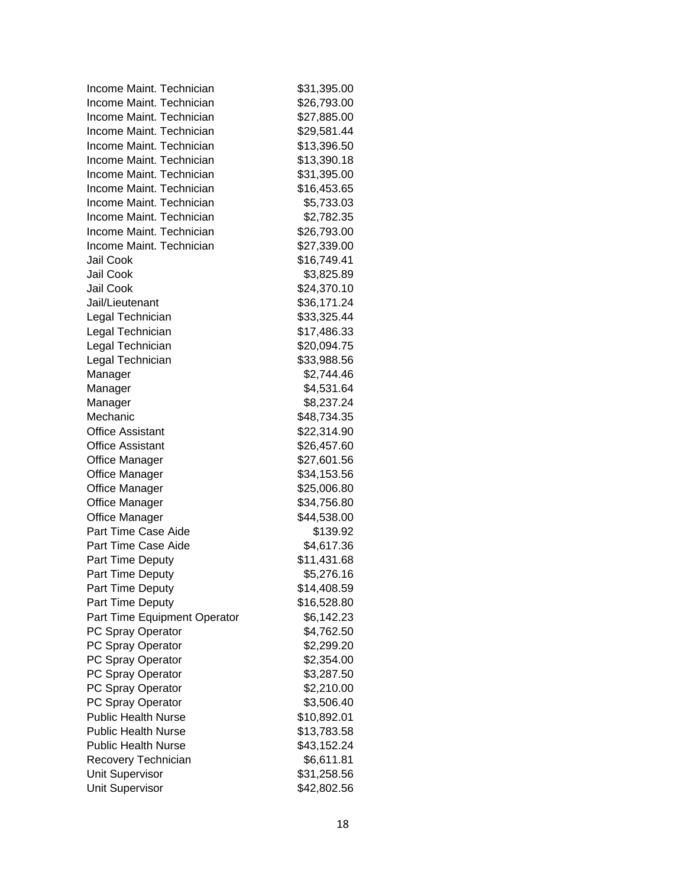| | |
|---|---|
| Income Maint. Technician | $31,395.00 |
| Income Maint. Technician | $26,793.00 |
| Income Maint. Technician | $27,885.00 |
| Income Maint. Technician | $29,581.44 |
| Income Maint. Technician | $13,396.50 |
| Income Maint. Technician | $13,390.18 |
| Income Maint. Technician | $31,395.00 |
| Income Maint. Technician | $16,453.65 |
| Income Maint. Technician | $5,733.03 |
| Income Maint. Technician | $2,782.35 |
| Income Maint. Technician | $26,793.00 |
| Income Maint. Technician | $27,339.00 |
| Jail Cook | $16,749.41 |
| Jail Cook | $3,825.89 |
| Jail Cook | $24,370.10 |
| Jail/Lieutenant | $36,171.24 |
| Legal Technician | $33,325.44 |
| Legal Technician | $17,486.33 |
| Legal Technician | $20,094.75 |
| Legal Technician | $33,988.56 |
| Manager | $2,744.46 |
| Manager | $4,531.64 |
| Manager | $8,237.24 |
| Mechanic | $48,734.35 |
| Office Assistant | $22,314.90 |
| Office Assistant | $26,457.60 |
| Office Manager | $27,601.56 |
| Office Manager | $34,153.56 |
| Office Manager | $25,006.80 |
| Office Manager | $34,756.80 |
| Office Manager | $44,538.00 |
| Part Time Case Aide | $139.92 |
| Part Time Case Aide | $4,617.36 |
| Part Time Deputy | $11,431.68 |
| Part Time Deputy | $5,276.16 |
| Part Time Deputy | $14,408.59 |
| Part Time Deputy | $16,528.80 |
| Part Time Equipment Operator | $6,142.23 |
| PC Spray Operator | $4,762.50 |
| PC Spray Operator | $2,299.20 |
| PC Spray Operator | $2,354.00 |
| PC Spray Operator | $3,287.50 |
| PC Spray Operator | $2,210.00 |
| PC Spray Operator | $3,506.40 |
| Public Health Nurse | $10,892.01 |
| Public Health Nurse | $13,783.58 |
| Public Health Nurse | $43,152.24 |
| Recovery Technician | $6,611.81 |
| Unit Supervisor | $31,258.56 |
| Unit Supervisor | $42,802.56 |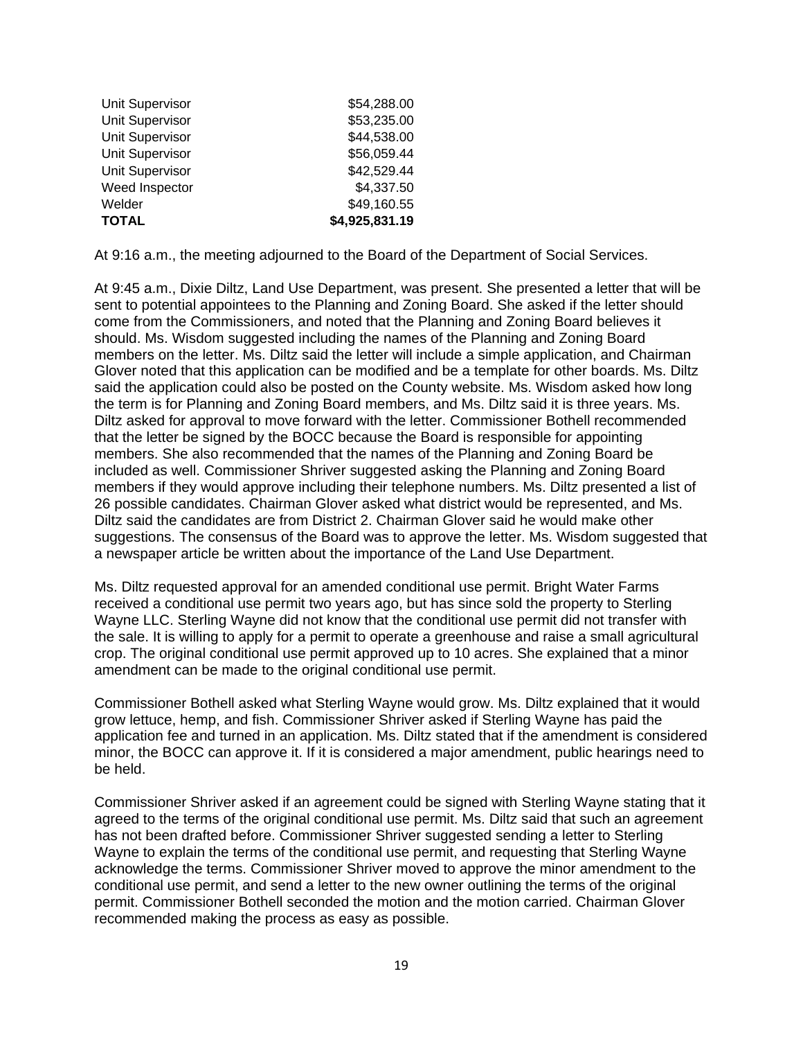| Unit Supervisor | $54,288.00 |
|---|---|
| Unit Supervisor | $53,235.00 |
| Unit Supervisor | $44,538.00 |
| Unit Supervisor | $56,059.44 |
| Unit Supervisor | $42,529.44 |
| Weed Inspector | $4,337.50 |
| Welder | $49,160.55 |
| **TOTAL** | **$4,925,831.19** |

At 9:16 a.m., the meeting adjourned to the Board of the Department of Social Services.

At 9:45 a.m., Dixie Diltz, Land Use Department, was present. She presented a letter that will be sent to potential appointees to the Planning and Zoning Board. She asked if the letter should come from the Commissioners, and noted that the Planning and Zoning Board believes it should. Ms. Wisdom suggested including the names of the Planning and Zoning Board members on the letter. Ms. Diltz said the letter will include a simple application, and Chairman Glover noted that this application can be modified and be a template for other boards. Ms. Diltz said the application could also be posted on the County website. Ms. Wisdom asked how long the term is for Planning and Zoning Board members, and Ms. Diltz said it is three years. Ms. Diltz asked for approval to move forward with the letter. Commissioner Bothell recommended that the letter be signed by the BOCC because the Board is responsible for appointing members. She also recommended that the names of the Planning and Zoning Board be included as well. Commissioner Shriver suggested asking the Planning and Zoning Board members if they would approve including their telephone numbers. Ms. Diltz presented a list of 26 possible candidates. Chairman Glover asked what district would be represented, and Ms. Diltz said the candidates are from District 2. Chairman Glover said he would make other suggestions. The consensus of the Board was to approve the letter. Ms. Wisdom suggested that a newspaper article be written about the importance of the Land Use Department.

Ms. Diltz requested approval for an amended conditional use permit. Bright Water Farms received a conditional use permit two years ago, but has since sold the property to Sterling Wayne LLC. Sterling Wayne did not know that the conditional use permit did not transfer with the sale. It is willing to apply for a permit to operate a greenhouse and raise a small agricultural crop. The original conditional use permit approved up to 10 acres. She explained that a minor amendment can be made to the original conditional use permit.

Commissioner Bothell asked what Sterling Wayne would grow. Ms. Diltz explained that it would grow lettuce, hemp, and fish. Commissioner Shriver asked if Sterling Wayne has paid the application fee and turned in an application. Ms. Diltz stated that if the amendment is considered minor, the BOCC can approve it. If it is considered a major amendment, public hearings need to be held.

Commissioner Shriver asked if an agreement could be signed with Sterling Wayne stating that it agreed to the terms of the original conditional use permit. Ms. Diltz said that such an agreement has not been drafted before. Commissioner Shriver suggested sending a letter to Sterling Wayne to explain the terms of the conditional use permit, and requesting that Sterling Wayne acknowledge the terms. Commissioner Shriver moved to approve the minor amendment to the conditional use permit, and send a letter to the new owner outlining the terms of the original permit. Commissioner Bothell seconded the motion and the motion carried. Chairman Glover recommended making the process as easy as possible.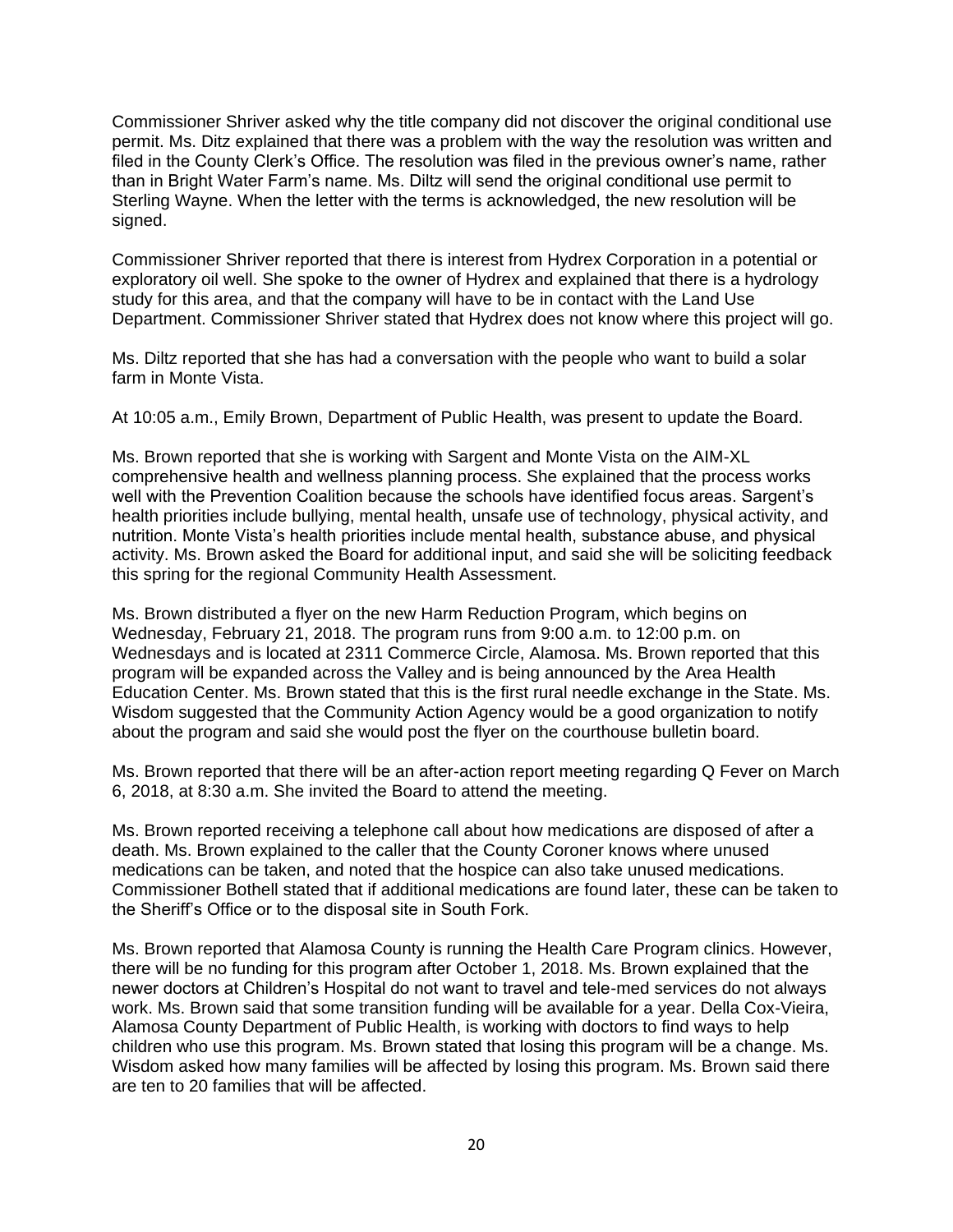Commissioner Shriver asked why the title company did not discover the original conditional use permit. Ms. Ditz explained that there was a problem with the way the resolution was written and filed in the County Clerk's Office. The resolution was filed in the previous owner's name, rather than in Bright Water Farm's name. Ms. Diltz will send the original conditional use permit to Sterling Wayne. When the letter with the terms is acknowledged, the new resolution will be signed.

Commissioner Shriver reported that there is interest from Hydrex Corporation in a potential or exploratory oil well. She spoke to the owner of Hydrex and explained that there is a hydrology study for this area, and that the company will have to be in contact with the Land Use Department. Commissioner Shriver stated that Hydrex does not know where this project will go.

Ms. Diltz reported that she has had a conversation with the people who want to build a solar farm in Monte Vista.

At 10:05 a.m., Emily Brown, Department of Public Health, was present to update the Board.

Ms. Brown reported that she is working with Sargent and Monte Vista on the AIM-XL comprehensive health and wellness planning process. She explained that the process works well with the Prevention Coalition because the schools have identified focus areas. Sargent's health priorities include bullying, mental health, unsafe use of technology, physical activity, and nutrition. Monte Vista's health priorities include mental health, substance abuse, and physical activity. Ms. Brown asked the Board for additional input, and said she will be soliciting feedback this spring for the regional Community Health Assessment.

Ms. Brown distributed a flyer on the new Harm Reduction Program, which begins on Wednesday, February 21, 2018. The program runs from 9:00 a.m. to 12:00 p.m. on Wednesdays and is located at 2311 Commerce Circle, Alamosa. Ms. Brown reported that this program will be expanded across the Valley and is being announced by the Area Health Education Center. Ms. Brown stated that this is the first rural needle exchange in the State. Ms. Wisdom suggested that the Community Action Agency would be a good organization to notify about the program and said she would post the flyer on the courthouse bulletin board.

Ms. Brown reported that there will be an after-action report meeting regarding Q Fever on March 6, 2018, at 8:30 a.m. She invited the Board to attend the meeting.

Ms. Brown reported receiving a telephone call about how medications are disposed of after a death. Ms. Brown explained to the caller that the County Coroner knows where unused medications can be taken, and noted that the hospice can also take unused medications. Commissioner Bothell stated that if additional medications are found later, these can be taken to the Sheriff's Office or to the disposal site in South Fork.

Ms. Brown reported that Alamosa County is running the Health Care Program clinics. However, there will be no funding for this program after October 1, 2018. Ms. Brown explained that the newer doctors at Children's Hospital do not want to travel and tele-med services do not always work. Ms. Brown said that some transition funding will be available for a year. Della Cox-Vieira, Alamosa County Department of Public Health, is working with doctors to find ways to help children who use this program. Ms. Brown stated that losing this program will be a change. Ms. Wisdom asked how many families will be affected by losing this program. Ms. Brown said there are ten to 20 families that will be affected.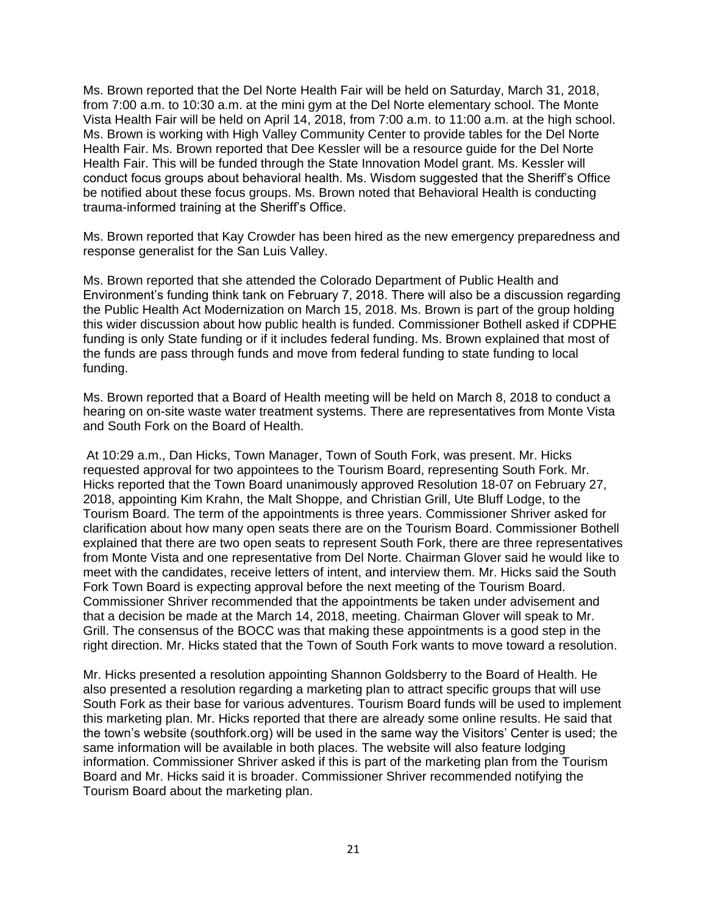Ms. Brown reported that the Del Norte Health Fair will be held on Saturday, March 31, 2018, from 7:00 a.m. to 10:30 a.m. at the mini gym at the Del Norte elementary school. The Monte Vista Health Fair will be held on April 14, 2018, from 7:00 a.m. to 11:00 a.m. at the high school. Ms. Brown is working with High Valley Community Center to provide tables for the Del Norte Health Fair. Ms. Brown reported that Dee Kessler will be a resource guide for the Del Norte Health Fair. This will be funded through the State Innovation Model grant. Ms. Kessler will conduct focus groups about behavioral health. Ms. Wisdom suggested that the Sheriff's Office be notified about these focus groups. Ms. Brown noted that Behavioral Health is conducting trauma-informed training at the Sheriff's Office.

Ms. Brown reported that Kay Crowder has been hired as the new emergency preparedness and response generalist for the San Luis Valley.

Ms. Brown reported that she attended the Colorado Department of Public Health and Environment's funding think tank on February 7, 2018. There will also be a discussion regarding the Public Health Act Modernization on March 15, 2018. Ms. Brown is part of the group holding this wider discussion about how public health is funded. Commissioner Bothell asked if CDPHE funding is only State funding or if it includes federal funding. Ms. Brown explained that most of the funds are pass through funds and move from federal funding to state funding to local funding.

Ms. Brown reported that a Board of Health meeting will be held on March 8, 2018 to conduct a hearing on on-site waste water treatment systems. There are representatives from Monte Vista and South Fork on the Board of Health.

At 10:29 a.m., Dan Hicks, Town Manager, Town of South Fork, was present. Mr. Hicks requested approval for two appointees to the Tourism Board, representing South Fork. Mr. Hicks reported that the Town Board unanimously approved Resolution 18-07 on February 27, 2018, appointing Kim Krahn, the Malt Shoppe, and Christian Grill, Ute Bluff Lodge, to the Tourism Board. The term of the appointments is three years. Commissioner Shriver asked for clarification about how many open seats there are on the Tourism Board. Commissioner Bothell explained that there are two open seats to represent South Fork, there are three representatives from Monte Vista and one representative from Del Norte. Chairman Glover said he would like to meet with the candidates, receive letters of intent, and interview them. Mr. Hicks said the South Fork Town Board is expecting approval before the next meeting of the Tourism Board. Commissioner Shriver recommended that the appointments be taken under advisement and that a decision be made at the March 14, 2018, meeting. Chairman Glover will speak to Mr. Grill. The consensus of the BOCC was that making these appointments is a good step in the right direction. Mr. Hicks stated that the Town of South Fork wants to move toward a resolution.

Mr. Hicks presented a resolution appointing Shannon Goldsberry to the Board of Health. He also presented a resolution regarding a marketing plan to attract specific groups that will use South Fork as their base for various adventures. Tourism Board funds will be used to implement this marketing plan. Mr. Hicks reported that there are already some online results. He said that the town's website (southfork.org) will be used in the same way the Visitors' Center is used; the same information will be available in both places. The website will also feature lodging information. Commissioner Shriver asked if this is part of the marketing plan from the Tourism Board and Mr. Hicks said it is broader. Commissioner Shriver recommended notifying the Tourism Board about the marketing plan.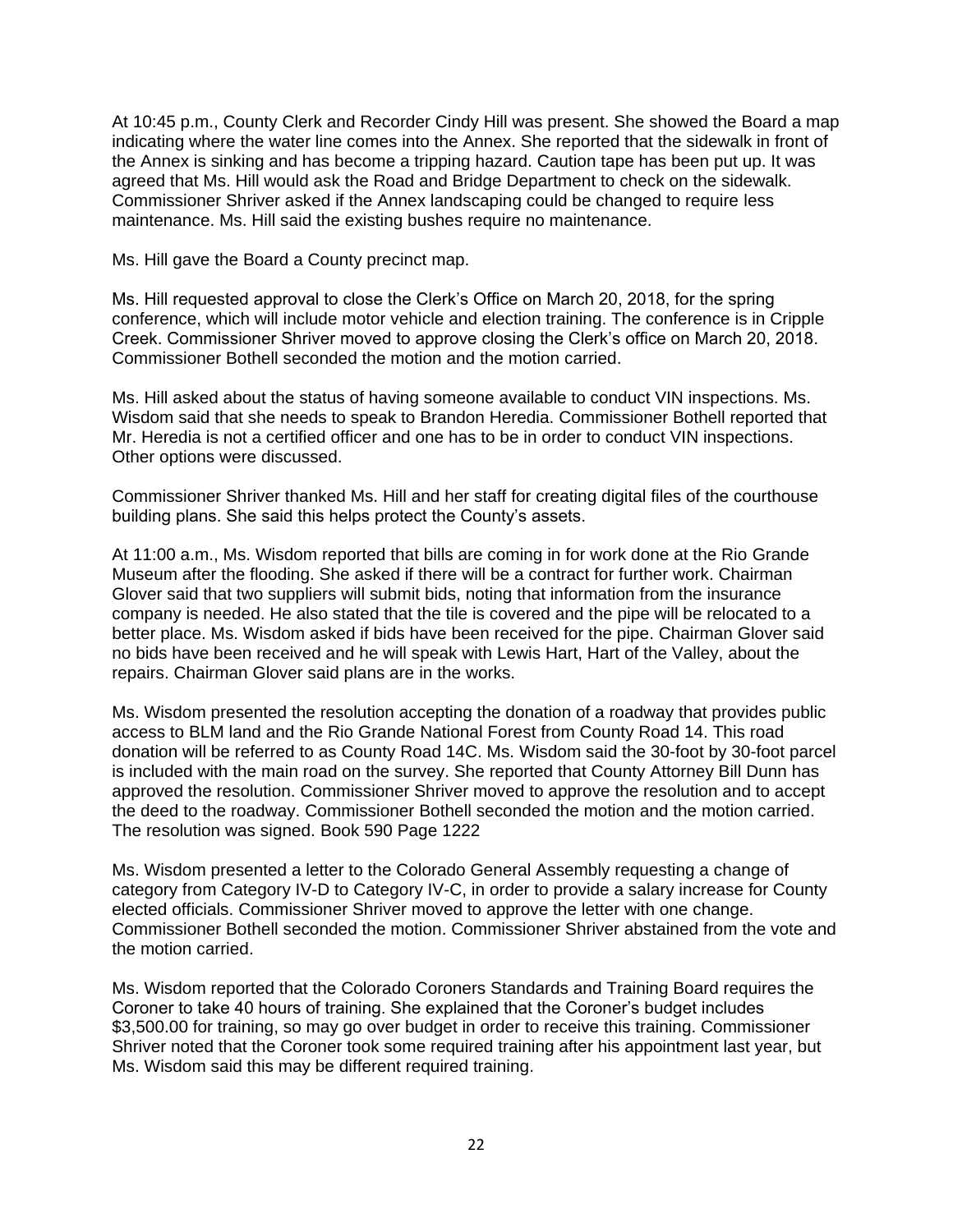At 10:45 p.m., County Clerk and Recorder Cindy Hill was present. She showed the Board a map indicating where the water line comes into the Annex. She reported that the sidewalk in front of the Annex is sinking and has become a tripping hazard. Caution tape has been put up. It was agreed that Ms. Hill would ask the Road and Bridge Department to check on the sidewalk. Commissioner Shriver asked if the Annex landscaping could be changed to require less maintenance. Ms. Hill said the existing bushes require no maintenance.

Ms. Hill gave the Board a County precinct map.

Ms. Hill requested approval to close the Clerk's Office on March 20, 2018, for the spring conference, which will include motor vehicle and election training. The conference is in Cripple Creek. Commissioner Shriver moved to approve closing the Clerk's office on March 20, 2018. Commissioner Bothell seconded the motion and the motion carried.

Ms. Hill asked about the status of having someone available to conduct VIN inspections. Ms. Wisdom said that she needs to speak to Brandon Heredia. Commissioner Bothell reported that Mr. Heredia is not a certified officer and one has to be in order to conduct VIN inspections. Other options were discussed.

Commissioner Shriver thanked Ms. Hill and her staff for creating digital files of the courthouse building plans. She said this helps protect the County's assets.

At 11:00 a.m., Ms. Wisdom reported that bills are coming in for work done at the Rio Grande Museum after the flooding. She asked if there will be a contract for further work. Chairman Glover said that two suppliers will submit bids, noting that information from the insurance company is needed. He also stated that the tile is covered and the pipe will be relocated to a better place. Ms. Wisdom asked if bids have been received for the pipe. Chairman Glover said no bids have been received and he will speak with Lewis Hart, Hart of the Valley, about the repairs. Chairman Glover said plans are in the works.

Ms. Wisdom presented the resolution accepting the donation of a roadway that provides public access to BLM land and the Rio Grande National Forest from County Road 14. This road donation will be referred to as County Road 14C. Ms. Wisdom said the 30-foot by 30-foot parcel is included with the main road on the survey. She reported that County Attorney Bill Dunn has approved the resolution. Commissioner Shriver moved to approve the resolution and to accept the deed to the roadway. Commissioner Bothell seconded the motion and the motion carried. The resolution was signed. Book 590 Page 1222

Ms. Wisdom presented a letter to the Colorado General Assembly requesting a change of category from Category IV-D to Category IV-C, in order to provide a salary increase for County elected officials. Commissioner Shriver moved to approve the letter with one change. Commissioner Bothell seconded the motion. Commissioner Shriver abstained from the vote and the motion carried.

Ms. Wisdom reported that the Colorado Coroners Standards and Training Board requires the Coroner to take 40 hours of training. She explained that the Coroner's budget includes $3,500.00 for training, so may go over budget in order to receive this training. Commissioner Shriver noted that the Coroner took some required training after his appointment last year, but Ms. Wisdom said this may be different required training.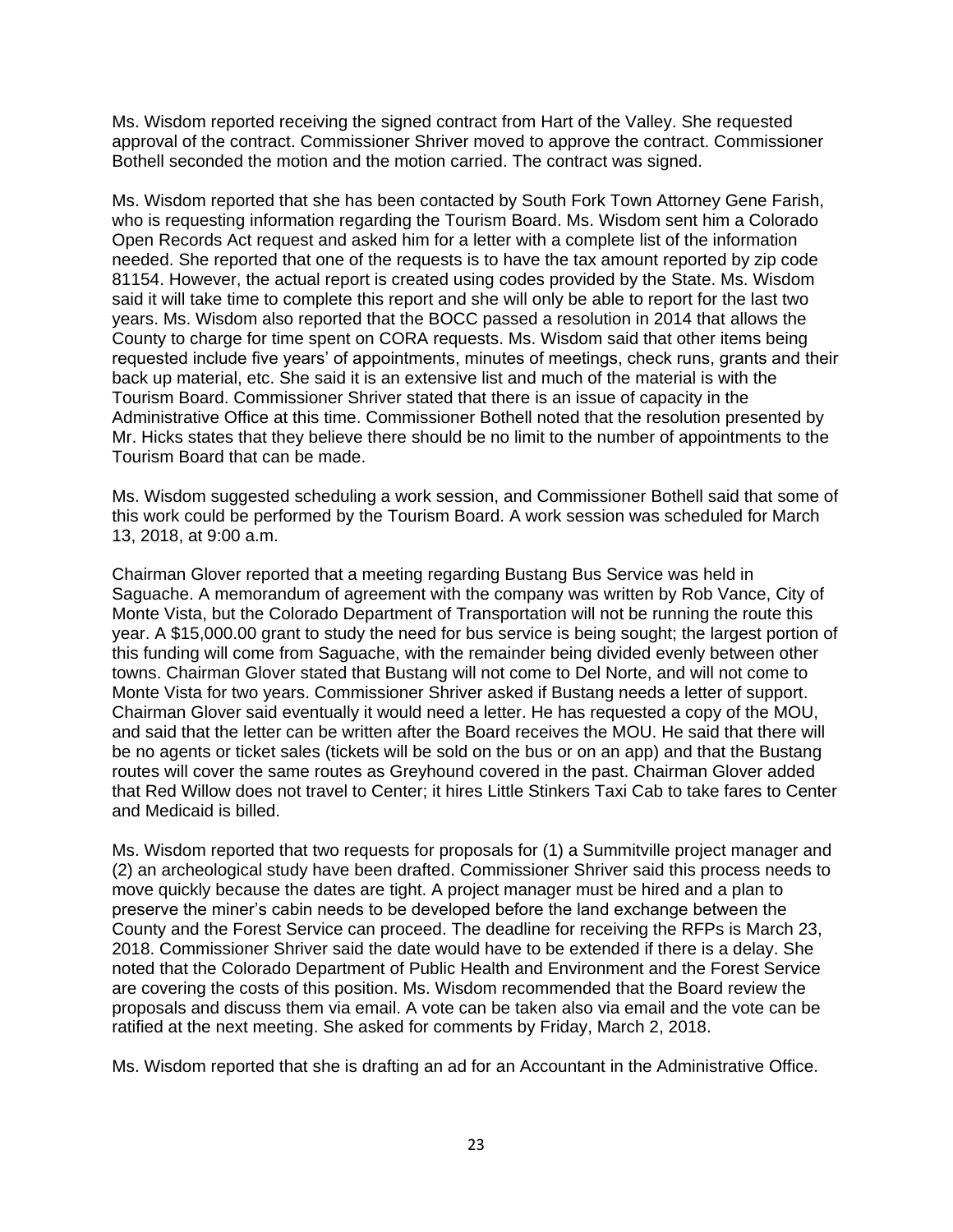Ms. Wisdom reported receiving the signed contract from Hart of the Valley. She requested approval of the contract. Commissioner Shriver moved to approve the contract. Commissioner Bothell seconded the motion and the motion carried. The contract was signed.

Ms. Wisdom reported that she has been contacted by South Fork Town Attorney Gene Farish, who is requesting information regarding the Tourism Board. Ms. Wisdom sent him a Colorado Open Records Act request and asked him for a letter with a complete list of the information needed. She reported that one of the requests is to have the tax amount reported by zip code 81154. However, the actual report is created using codes provided by the State. Ms. Wisdom said it will take time to complete this report and she will only be able to report for the last two years. Ms. Wisdom also reported that the BOCC passed a resolution in 2014 that allows the County to charge for time spent on CORA requests. Ms. Wisdom said that other items being requested include five years' of appointments, minutes of meetings, check runs, grants and their back up material, etc. She said it is an extensive list and much of the material is with the Tourism Board. Commissioner Shriver stated that there is an issue of capacity in the Administrative Office at this time. Commissioner Bothell noted that the resolution presented by Mr. Hicks states that they believe there should be no limit to the number of appointments to the Tourism Board that can be made.

Ms. Wisdom suggested scheduling a work session, and Commissioner Bothell said that some of this work could be performed by the Tourism Board. A work session was scheduled for March 13, 2018, at 9:00 a.m.

Chairman Glover reported that a meeting regarding Bustang Bus Service was held in Saguache. A memorandum of agreement with the company was written by Rob Vance, City of Monte Vista, but the Colorado Department of Transportation will not be running the route this year. A $15,000.00 grant to study the need for bus service is being sought; the largest portion of this funding will come from Saguache, with the remainder being divided evenly between other towns. Chairman Glover stated that Bustang will not come to Del Norte, and will not come to Monte Vista for two years. Commissioner Shriver asked if Bustang needs a letter of support. Chairman Glover said eventually it would need a letter. He has requested a copy of the MOU, and said that the letter can be written after the Board receives the MOU. He said that there will be no agents or ticket sales (tickets will be sold on the bus or on an app) and that the Bustang routes will cover the same routes as Greyhound covered in the past. Chairman Glover added that Red Willow does not travel to Center; it hires Little Stinkers Taxi Cab to take fares to Center and Medicaid is billed.

Ms. Wisdom reported that two requests for proposals for (1) a Summitville project manager and (2) an archeological study have been drafted. Commissioner Shriver said this process needs to move quickly because the dates are tight. A project manager must be hired and a plan to preserve the miner's cabin needs to be developed before the land exchange between the County and the Forest Service can proceed. The deadline for receiving the RFPs is March 23, 2018. Commissioner Shriver said the date would have to be extended if there is a delay. She noted that the Colorado Department of Public Health and Environment and the Forest Service are covering the costs of this position. Ms. Wisdom recommended that the Board review the proposals and discuss them via email. A vote can be taken also via email and the vote can be ratified at the next meeting. She asked for comments by Friday, March 2, 2018.

Ms. Wisdom reported that she is drafting an ad for an Accountant in the Administrative Office.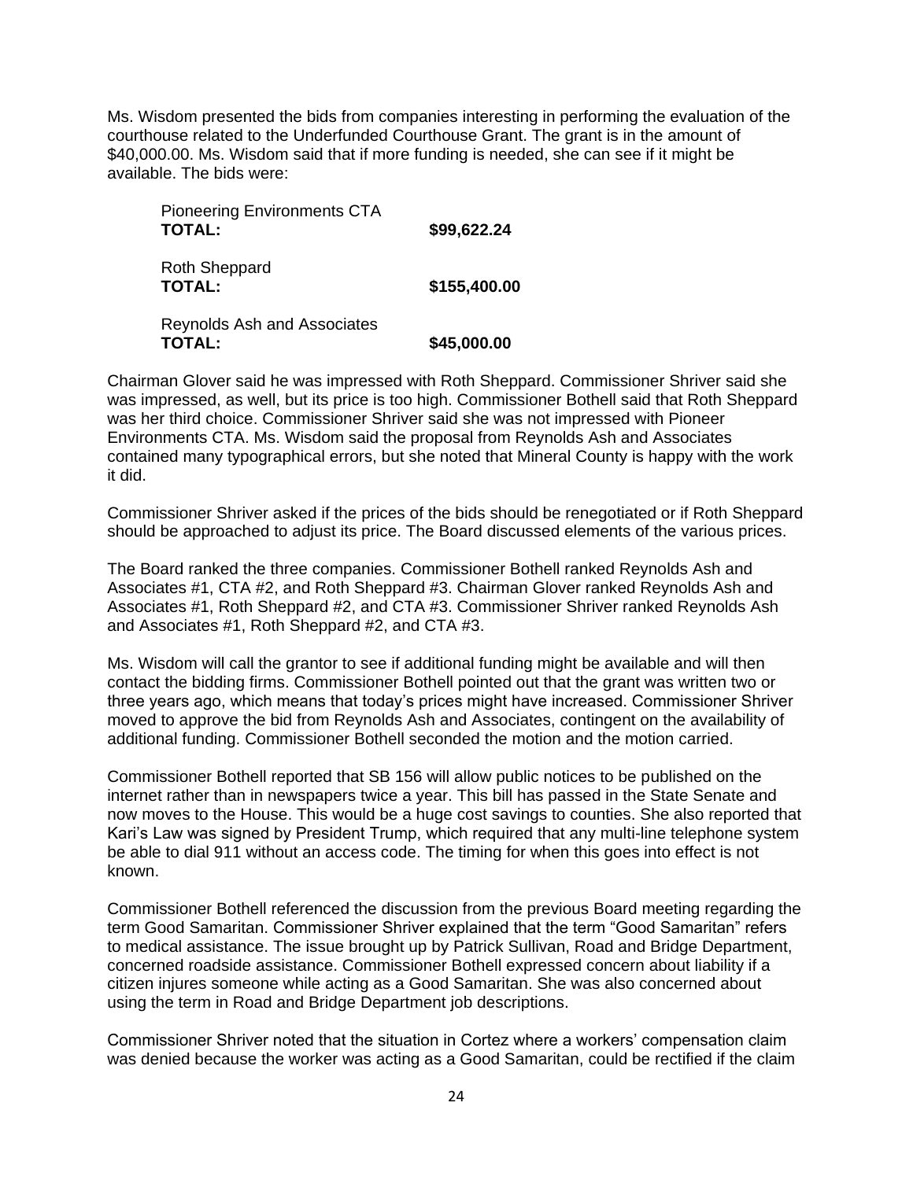Ms. Wisdom presented the bids from companies interesting in performing the evaluation of the courthouse related to the Underfunded Courthouse Grant. The grant is in the amount of $40,000.00. Ms. Wisdom said that if more funding is needed, she can see if it might be available. The bids were:

Pioneering Environments CTA
**TOTAL:** **$99,622.24**

Roth Sheppard
**TOTAL:** **$155,400.00**

Reynolds Ash and Associates
**TOTAL:** **$45,000.00**

Chairman Glover said he was impressed with Roth Sheppard. Commissioner Shriver said she was impressed, as well, but its price is too high. Commissioner Bothell said that Roth Sheppard was her third choice. Commissioner Shriver said she was not impressed with Pioneer Environments CTA. Ms. Wisdom said the proposal from Reynolds Ash and Associates contained many typographical errors, but she noted that Mineral County is happy with the work it did.

Commissioner Shriver asked if the prices of the bids should be renegotiated or if Roth Sheppard should be approached to adjust its price. The Board discussed elements of the various prices.

The Board ranked the three companies. Commissioner Bothell ranked Reynolds Ash and Associates #1, CTA #2, and Roth Sheppard #3. Chairman Glover ranked Reynolds Ash and Associates #1, Roth Sheppard #2, and CTA #3. Commissioner Shriver ranked Reynolds Ash and Associates #1, Roth Sheppard #2, and CTA #3.

Ms. Wisdom will call the grantor to see if additional funding might be available and will then contact the bidding firms. Commissioner Bothell pointed out that the grant was written two or three years ago, which means that today's prices might have increased. Commissioner Shriver moved to approve the bid from Reynolds Ash and Associates, contingent on the availability of additional funding. Commissioner Bothell seconded the motion and the motion carried.

Commissioner Bothell reported that SB 156 will allow public notices to be published on the internet rather than in newspapers twice a year. This bill has passed in the State Senate and now moves to the House. This would be a huge cost savings to counties. She also reported that Kari's Law was signed by President Trump, which required that any multi-line telephone system be able to dial 911 without an access code. The timing for when this goes into effect is not known.

Commissioner Bothell referenced the discussion from the previous Board meeting regarding the term Good Samaritan. Commissioner Shriver explained that the term "Good Samaritan" refers to medical assistance. The issue brought up by Patrick Sullivan, Road and Bridge Department, concerned roadside assistance. Commissioner Bothell expressed concern about liability if a citizen injures someone while acting as a Good Samaritan. She was also concerned about using the term in Road and Bridge Department job descriptions.

Commissioner Shriver noted that the situation in Cortez where a workers' compensation claim was denied because the worker was acting as a Good Samaritan, could be rectified if the claim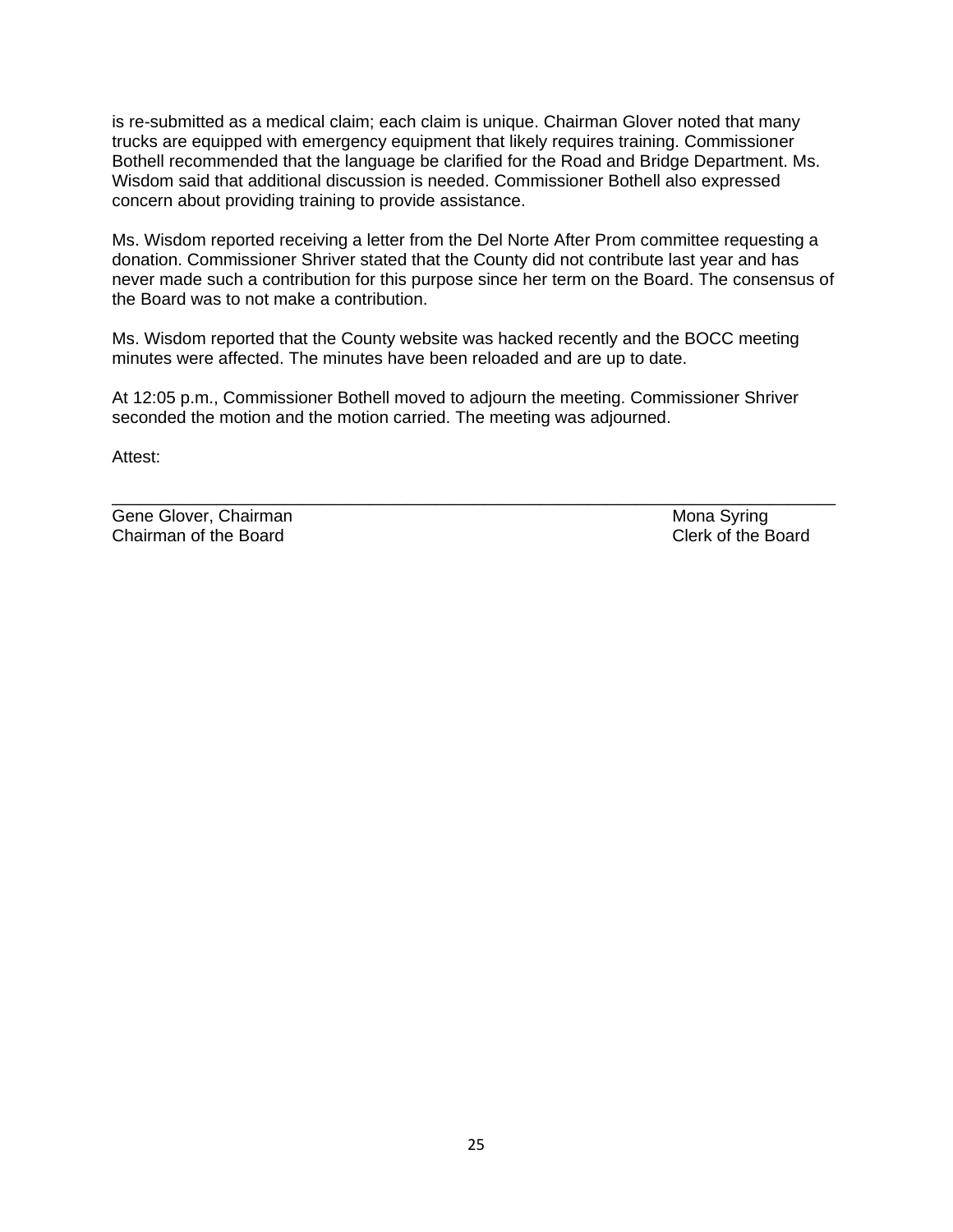is re-submitted as a medical claim; each claim is unique. Chairman Glover noted that many trucks are equipped with emergency equipment that likely requires training. Commissioner Bothell recommended that the language be clarified for the Road and Bridge Department. Ms. Wisdom said that additional discussion is needed. Commissioner Bothell also expressed concern about providing training to provide assistance.

Ms. Wisdom reported receiving a letter from the Del Norte After Prom committee requesting a donation. Commissioner Shriver stated that the County did not contribute last year and has never made such a contribution for this purpose since her term on the Board. The consensus of the Board was to not make a contribution.

Ms. Wisdom reported that the County website was hacked recently and the BOCC meeting minutes were affected. The minutes have been reloaded and are up to date.

At 12:05 p.m., Commissioner Bothell moved to adjourn the meeting. Commissioner Shriver seconded the motion and the motion carried. The meeting was adjourned.

Attest:

\_\_\_\_\_\_\_\_\_\_\_\_\_\_\_\_\_\_\_\_\_\_\_\_\_\_\_\_\_\_\_\_\_\_\_\_\_\_\_\_\_\_\_\_\_\_\_\_\_\_\_\_\_\_\_\_\_\_\_\_\_\_\_\_\_\_\_\_\_\_\_\_\_\_\_\_

Gene Glover, Chairman
Chairman of the Board

Mona Syring
Clerk of the Board